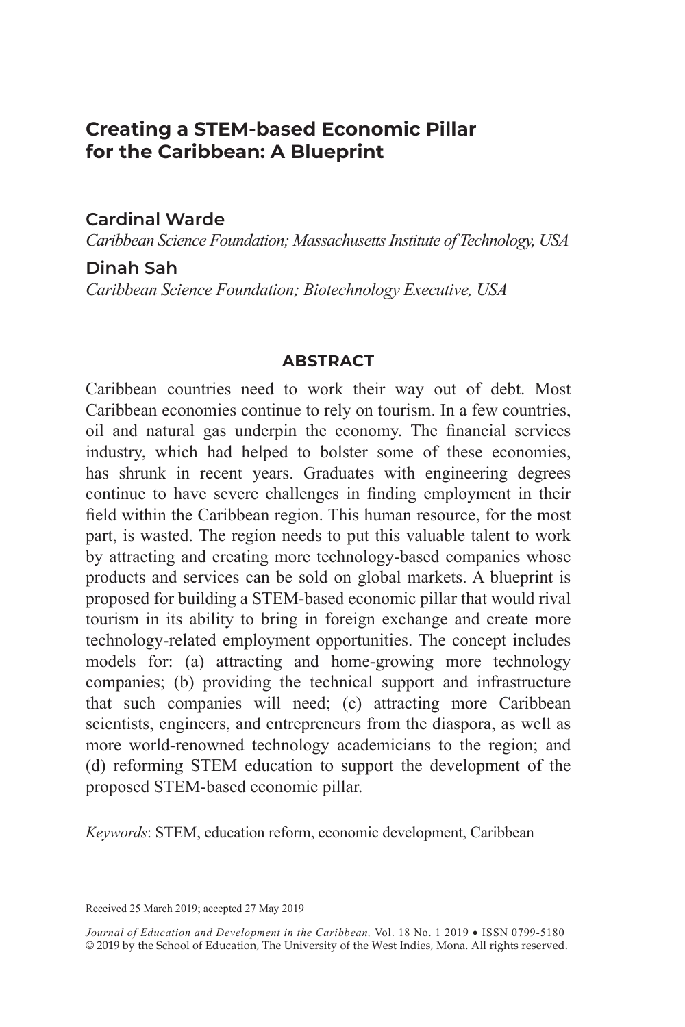# Creating a STEM-based Economic Pillar for the Caribbean: A Blueprint

**Cardinal Warde**

*Caribbean Science Foundation; Massachusetts Institute of Technology, USA*

**Dinah Sah**

*Caribbean Science Foundation; Biotechnology Executive, USA*

## ABSTRACT

Caribbean countries need to work their way out of debt. Most Caribbean economies continue to rely on tourism. In a few countries, oil and natural gas underpin the economy. The financial services industry, which had helped to bolster some of these economies, has shrunk in recent years. Graduates with engineering degrees continue to have severe challenges in finding employment in their field within the Caribbean region. This human resource, for the most part, is wasted. The region needs to put this valuable talent to work by attracting and creating more technology-based companies whose products and services can be sold on global markets. A blueprint is proposed for building a STEM-based economic pillar that would rival tourism in its ability to bring in foreign exchange and create more technology-related employment opportunities. The concept includes models for: (a) attracting and home-growing more technology companies; (b) providing the technical support and infrastructure that such companies will need; (c) attracting more Caribbean scientists, engineers, and entrepreneurs from the diaspora, as well as more world-renowned technology academicians to the region; and (d) reforming STEM education to support the development of the proposed STEM-based economic pillar.

*Keywords*: STEM, education reform, economic development, Caribbean

Received 25 March 2019; accepted 27 May 2019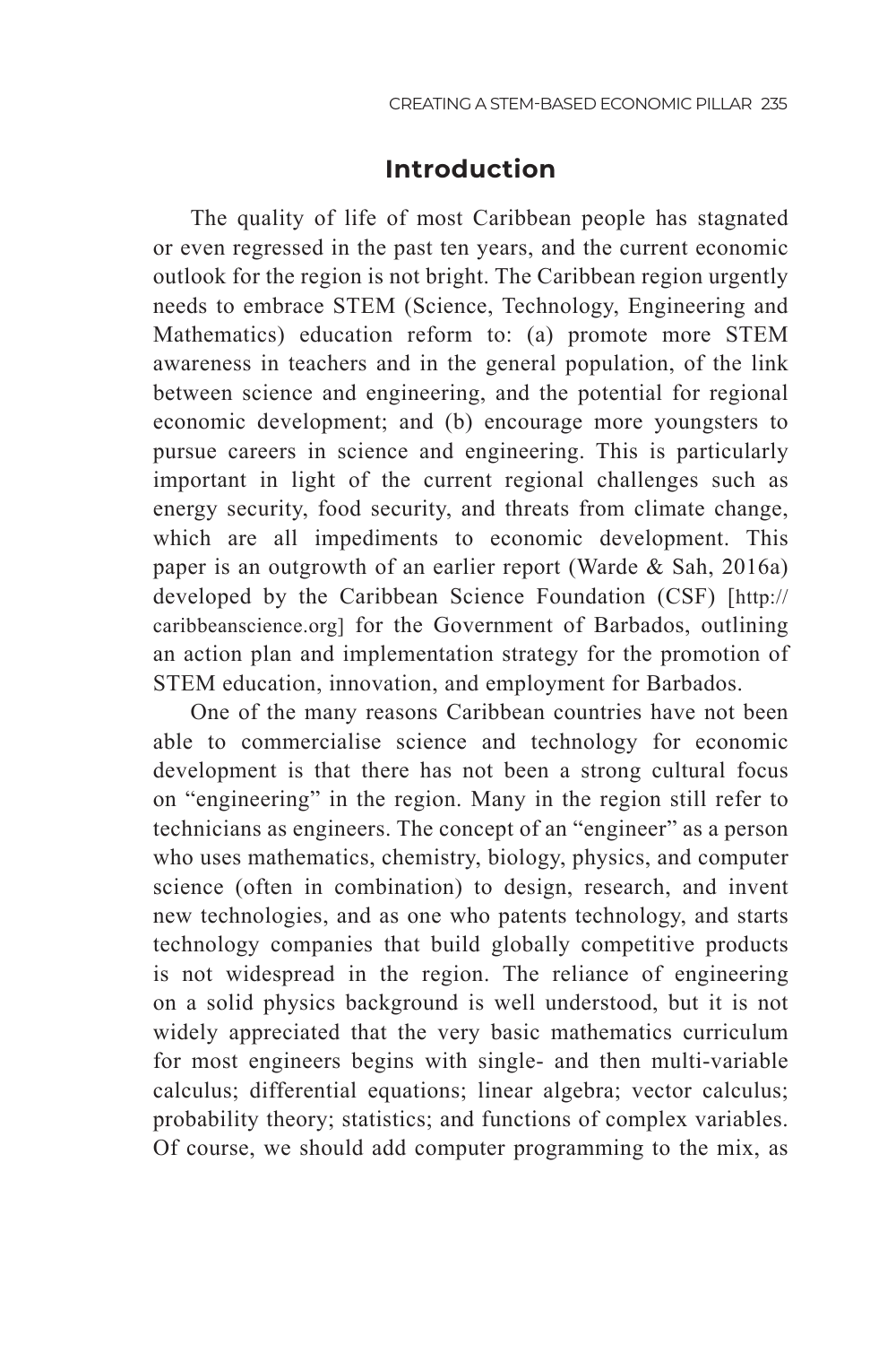## Introduction

The quality of life of most Caribbean people has stagnated or even regressed in the past ten years, and the current economic outlook for the region is not bright. The Caribbean region urgently needs to embrace STEM (Science, Technology, Engineering and Mathematics) education reform to: (a) promote more STEM awareness in teachers and in the general population, of the link between science and engineering, and the potential for regional economic development; and (b) encourage more youngsters to pursue careers in science and engineering. This is particularly important in light of the current regional challenges such as energy security, food security, and threats from climate change, which are all impediments to economic development. This paper is an outgrowth of an earlier report (Warde & Sah, 2016a) developed by the Caribbean Science Foundation (CSF) [http://caribbeanscience.org] for the Government of Barbados, outlining an action plan and implementation strategy for the promotion of STEM education, innovation, and employment for Barbados.

One of the many reasons Caribbean countries have not been able to commercialise science and technology for economic development is that there has not been a strong cultural focus on "engineering" in the region. Many in the region still refer to technicians as engineers. The concept of an "engineer" as a person who uses mathematics, chemistry, biology, physics, and computer science (often in combination) to design, research, and invent new technologies, and as one who patents technology, and starts technology companies that build globally competitive products is not widespread in the region. The reliance of engineering on a solid physics background is well understood, but it is not widely appreciated that the very basic mathematics curriculum for most engineers begins with single- and then multi-variable calculus; differential equations; linear algebra; vector calculus; probability theory; statistics; and functions of complex variables. Of course, we should add computer programming to the mix, as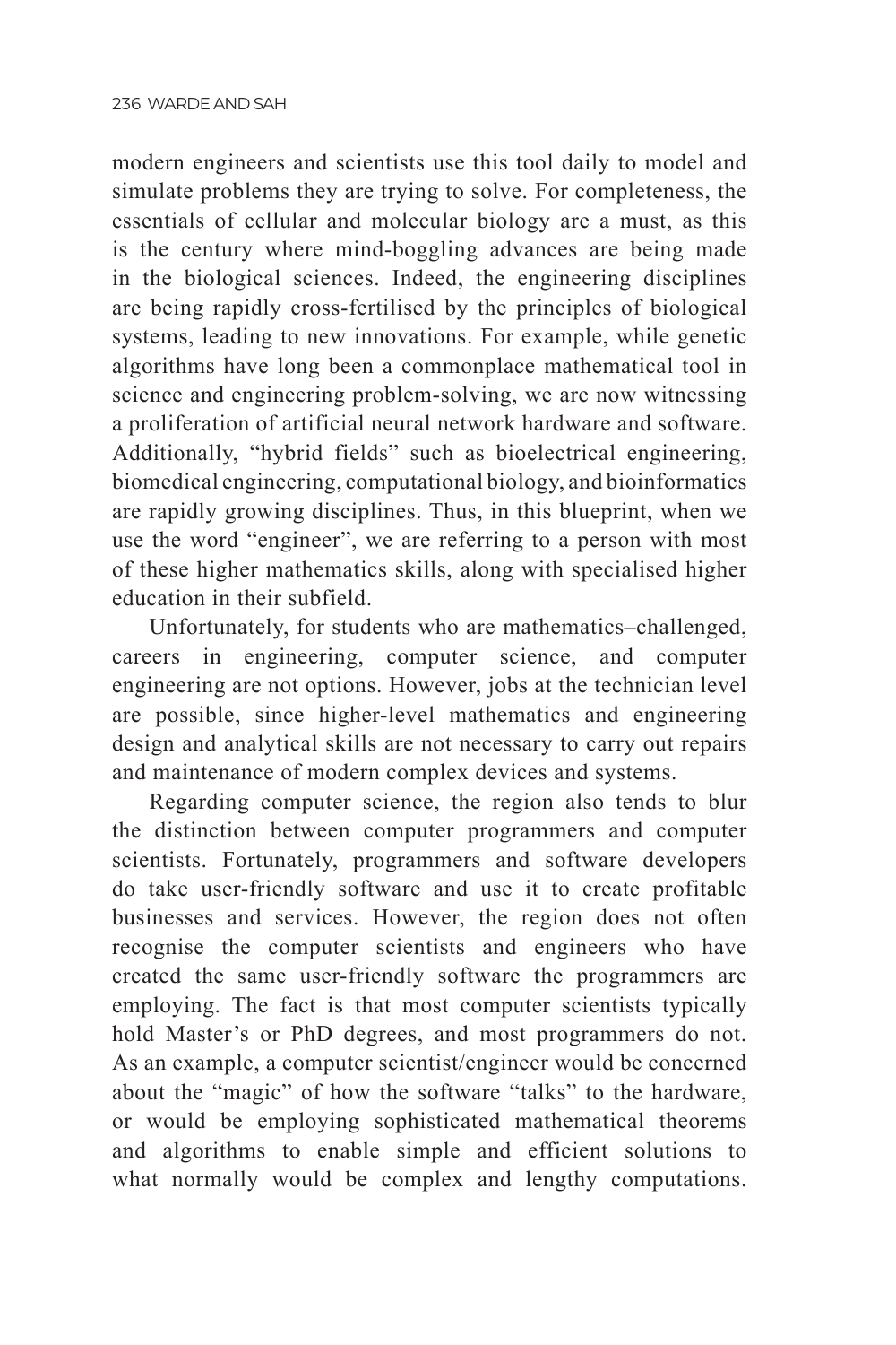modern engineers and scientists use this tool daily to model and simulate problems they are trying to solve. For completeness, the essentials of cellular and molecular biology are a must, as this is the century where mind-boggling advances are being made in the biological sciences. Indeed, the engineering disciplines are being rapidly cross-fertilised by the principles of biological systems, leading to new innovations. For example, while genetic algorithms have long been a commonplace mathematical tool in science and engineering problem-solving, we are now witnessing a proliferation of artificial neural network hardware and software. Additionally, "hybrid fields" such as bioelectrical engineering, biomedical engineering, computational biology, and bioinformatics are rapidly growing disciplines. Thus, in this blueprint, when we use the word "engineer", we are referring to a person with most of these higher mathematics skills, along with specialised higher education in their subfield.

Unfortunately, for students who are mathematics–challenged, careers in engineering, computer science, and computer engineering are not options. However, jobs at the technician level are possible, since higher-level mathematics and engineering design and analytical skills are not necessary to carry out repairs and maintenance of modern complex devices and systems.

Regarding computer science, the region also tends to blur the distinction between computer programmers and computer scientists. Fortunately, programmers and software developers do take user-friendly software and use it to create profitable businesses and services. However, the region does not often recognise the computer scientists and engineers who have created the same user-friendly software the programmers are employing. The fact is that most computer scientists typically hold Master's or PhD degrees, and most programmers do not. As an example, a computer scientist/engineer would be concerned about the "magic" of how the software "talks" to the hardware, or would be employing sophisticated mathematical theorems and algorithms to enable simple and efficient solutions to what normally would be complex and lengthy computations.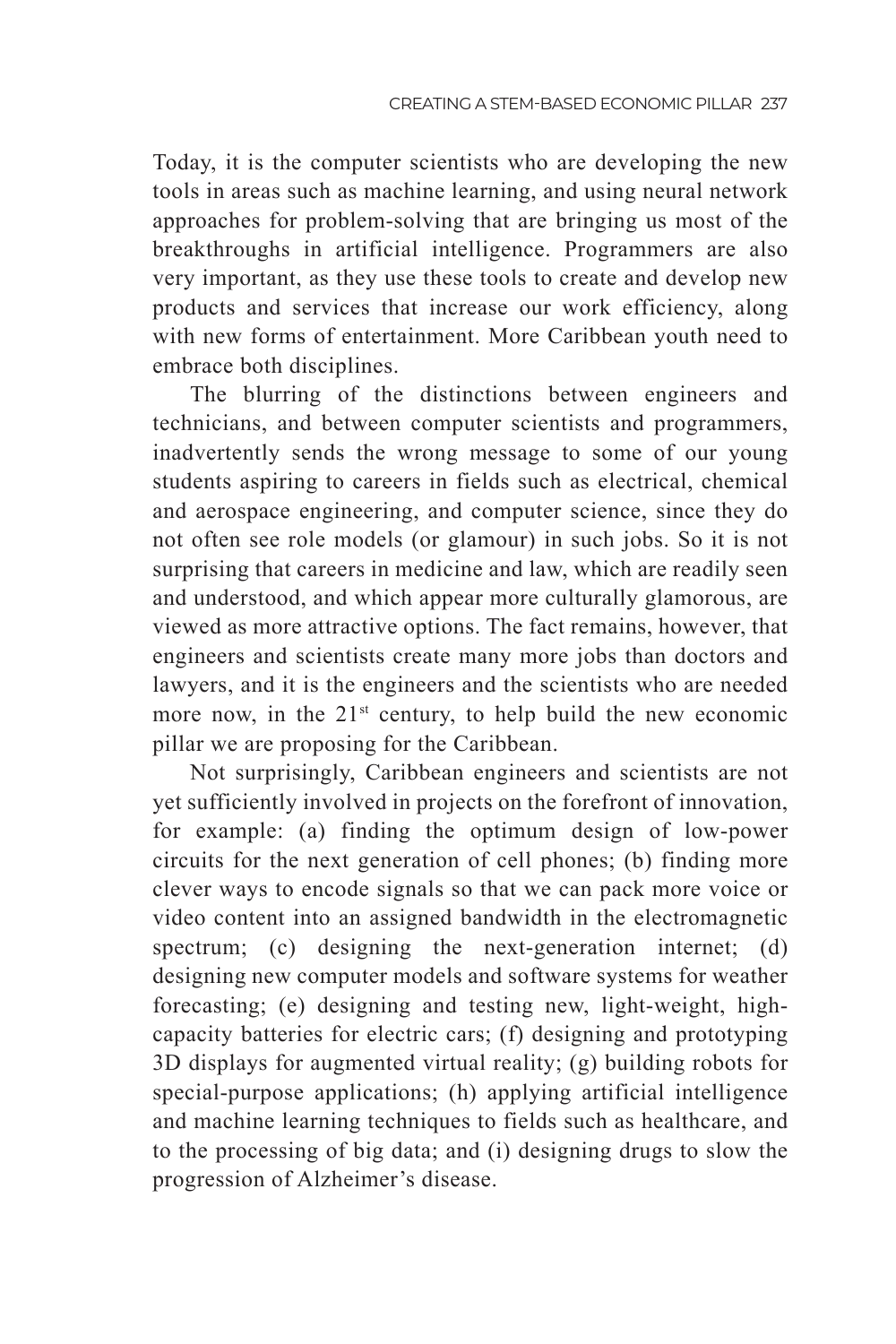Today, it is the computer scientists who are developing the new tools in areas such as machine learning, and using neural network approaches for problem-solving that are bringing us most of the breakthroughs in artificial intelligence. Programmers are also very important, as they use these tools to create and develop new products and services that increase our work efficiency, along with new forms of entertainment. More Caribbean youth need to embrace both disciplines.

The blurring of the distinctions between engineers and technicians, and between computer scientists and programmers, inadvertently sends the wrong message to some of our young students aspiring to careers in fields such as electrical, chemical and aerospace engineering, and computer science, since they do not often see role models (or glamour) in such jobs. So it is not surprising that careers in medicine and law, which are readily seen and understood, and which appear more culturally glamorous, are viewed as more attractive options. The fact remains, however, that engineers and scientists create many more jobs than doctors and lawyers, and it is the engineers and the scientists who are needed more now, in the 21st century, to help build the new economic pillar we are proposing for the Caribbean.

Not surprisingly, Caribbean engineers and scientists are not yet sufficiently involved in projects on the forefront of innovation, for example: (a) finding the optimum design of low-power circuits for the next generation of cell phones; (b) finding more clever ways to encode signals so that we can pack more voice or video content into an assigned bandwidth in the electromagnetic spectrum; (c) designing the next-generation internet; (d) designing new computer models and software systems for weather forecasting; (e) designing and testing new, light-weight, high-capacity batteries for electric cars; (f) designing and prototyping 3D displays for augmented virtual reality; (g) building robots for special-purpose applications; (h) applying artificial intelligence and machine learning techniques to fields such as healthcare, and to the processing of big data; and (i) designing drugs to slow the progression of Alzheimer's disease.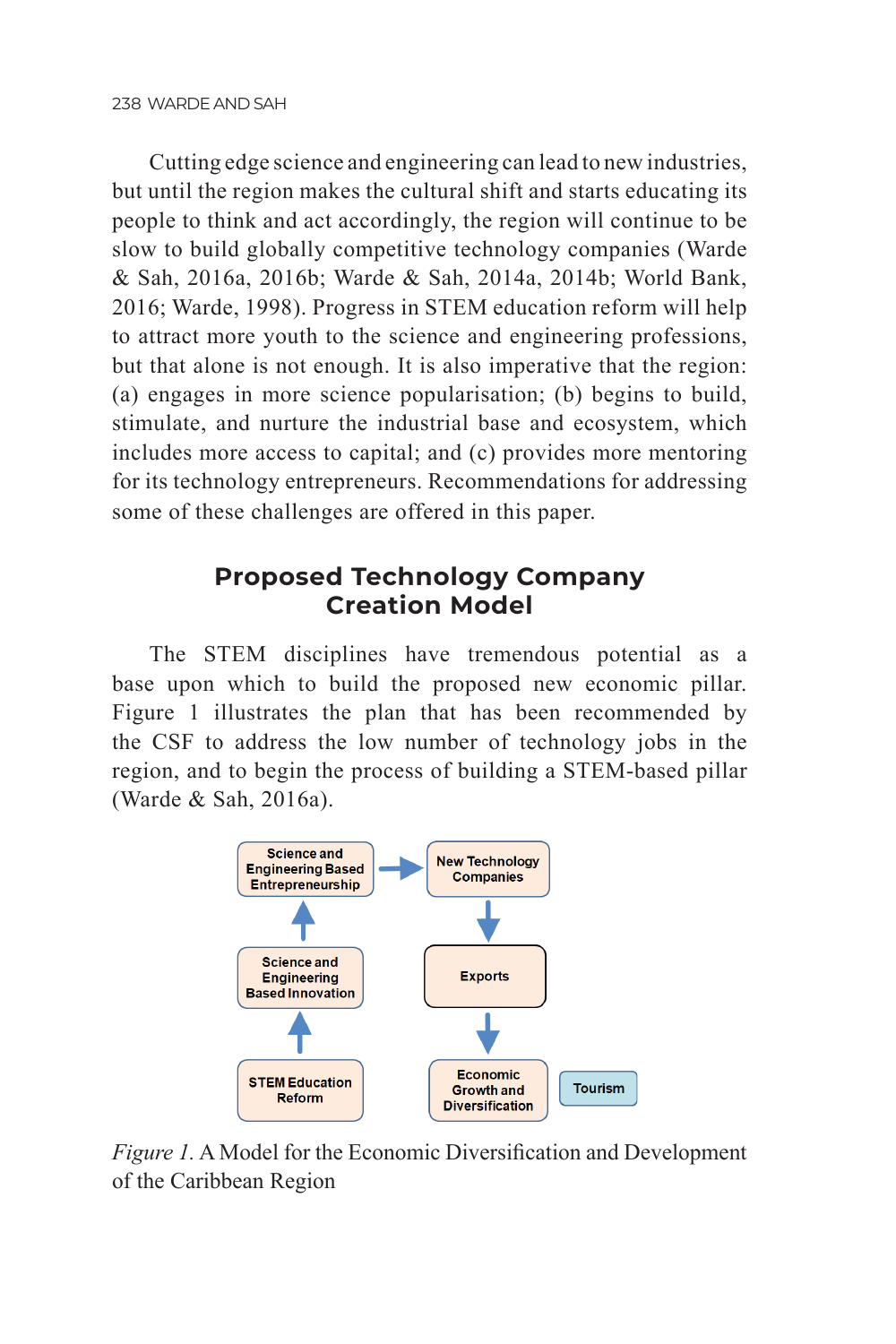Cutting edge science and engineering can lead to new industries, but until the region makes the cultural shift and starts educating its people to think and act accordingly, the region will continue to be slow to build globally competitive technology companies (Warde & Sah, 2016a, 2016b; Warde & Sah, 2014a, 2014b; World Bank, 2016; Warde, 1998). Progress in STEM education reform will help to attract more youth to the science and engineering professions, but that alone is not enough. It is also imperative that the region: (a) engages in more science popularisation; (b) begins to build, stimulate, and nurture the industrial base and ecosystem, which includes more access to capital; and (c) provides more mentoring for its technology entrepreneurs. Recommendations for addressing some of these challenges are offered in this paper.

## Proposed Technology Company Creation Model

The STEM disciplines have tremendous potential as a base upon which to build the proposed new economic pillar. Figure 1 illustrates the plan that has been recommended by the CSF to address the low number of technology jobs in the region, and to begin the process of building a STEM-based pillar (Warde & Sah, 2016a).

*Figure 1.* A Model for the Economic Diversification and Development of the Caribbean Region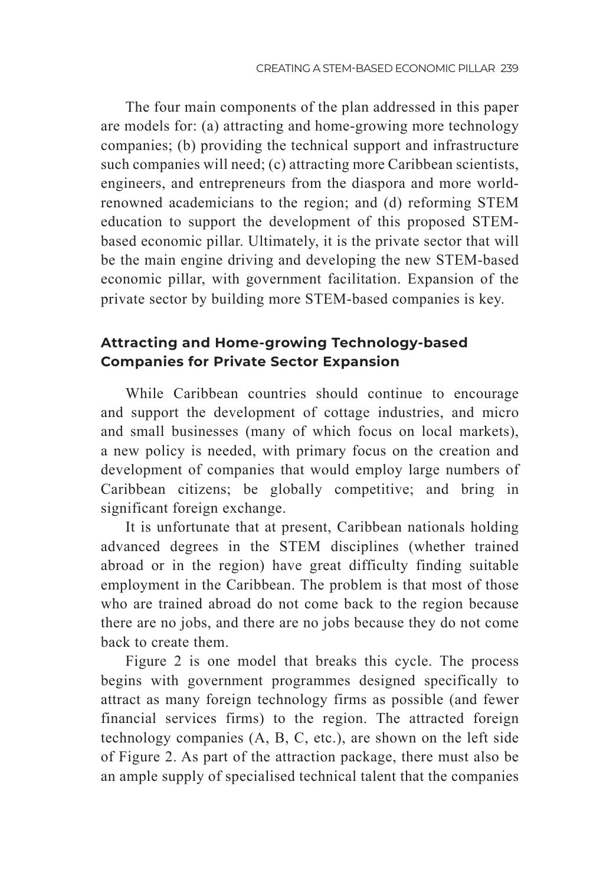The four main components of the plan addressed in this paper are models for: (a) attracting and home-growing more technology companies; (b) providing the technical support and infrastructure such companies will need; (c) attracting more Caribbean scientists, engineers, and entrepreneurs from the diaspora and more world-renowned academicians to the region; and (d) reforming STEM education to support the development of this proposed STEM-based economic pillar. Ultimately, it is the private sector that will be the main engine driving and developing the new STEM-based economic pillar, with government facilitation. Expansion of the private sector by building more STEM-based companies is key.

## Attracting and Home-growing Technology-based Companies for Private Sector Expansion

While Caribbean countries should continue to encourage and support the development of cottage industries, and micro and small businesses (many of which focus on local markets), a new policy is needed, with primary focus on the creation and development of companies that would employ large numbers of Caribbean citizens; be globally competitive; and bring in significant foreign exchange.

It is unfortunate that at present, Caribbean nationals holding advanced degrees in the STEM disciplines (whether trained abroad or in the region) have great difficulty finding suitable employment in the Caribbean. The problem is that most of those who are trained abroad do not come back to the region because there are no jobs, and there are no jobs because they do not come back to create them.

Figure 2 is one model that breaks this cycle. The process begins with government programmes designed specifically to attract as many foreign technology firms as possible (and fewer financial services firms) to the region. The attracted foreign technology companies (A, B, C, etc.), are shown on the left side of Figure 2. As part of the attraction package, there must also be an ample supply of specialised technical talent that the companies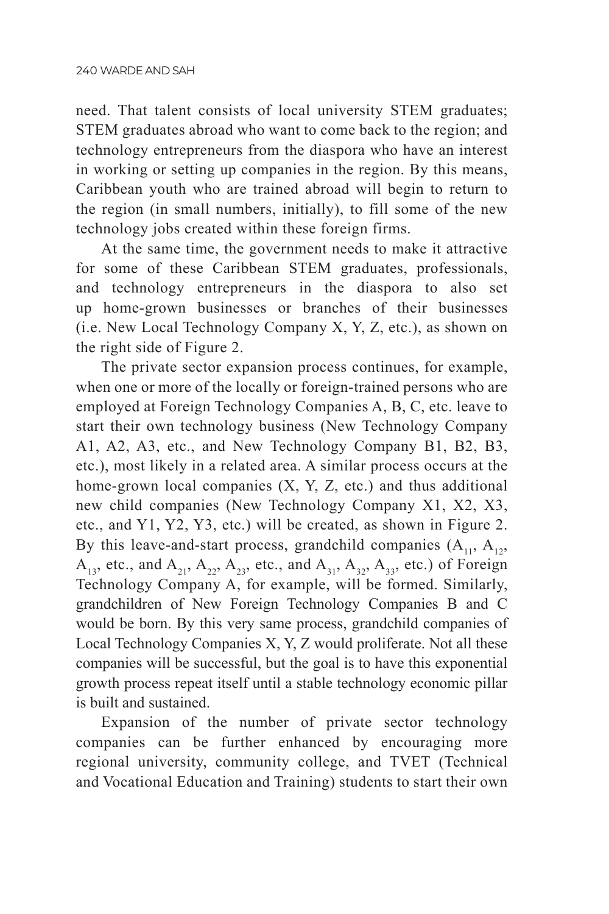need. That talent consists of local university STEM graduates; STEM graduates abroad who want to come back to the region; and technology entrepreneurs from the diaspora who have an interest in working or setting up companies in the region. By this means, Caribbean youth who are trained abroad will begin to return to the region (in small numbers, initially), to fill some of the new technology jobs created within these foreign firms.

At the same time, the government needs to make it attractive for some of these Caribbean STEM graduates, professionals, and technology entrepreneurs in the diaspora to also set up home-grown businesses or branches of their businesses (i.e. New Local Technology Company X, Y, Z, etc.), as shown on the right side of Figure 2.

The private sector expansion process continues, for example, when one or more of the locally or foreign-trained persons who are employed at Foreign Technology Companies A, B, C, etc. leave to start their own technology business (New Technology Company A1, A2, A3, etc., and New Technology Company B1, B2, B3, etc.), most likely in a related area. A similar process occurs at the home-grown local companies (X, Y, Z, etc.) and thus additional new child companies (New Technology Company X1, X2, X3, etc., and Y1, Y2, Y3, etc.) will be created, as shown in Figure 2. By this leave-and-start process, grandchild companies ($A_{11}$, $A_{12}$, $A_{13}$, etc., and $A_{21}$, $A_{22}$, $A_{23}$, etc., and $A_{31}$, $A_{32}$, $A_{33}$, etc.) of Foreign Technology Company A, for example, will be formed. Similarly, grandchildren of New Foreign Technology Companies B and C would be born. By this very same process, grandchild companies of Local Technology Companies X, Y, Z would proliferate. Not all these companies will be successful, but the goal is to have this exponential growth process repeat itself until a stable technology economic pillar is built and sustained.

Expansion of the number of private sector technology companies can be further enhanced by encouraging more regional university, community college, and TVET (Technical and Vocational Education and Training) students to start their own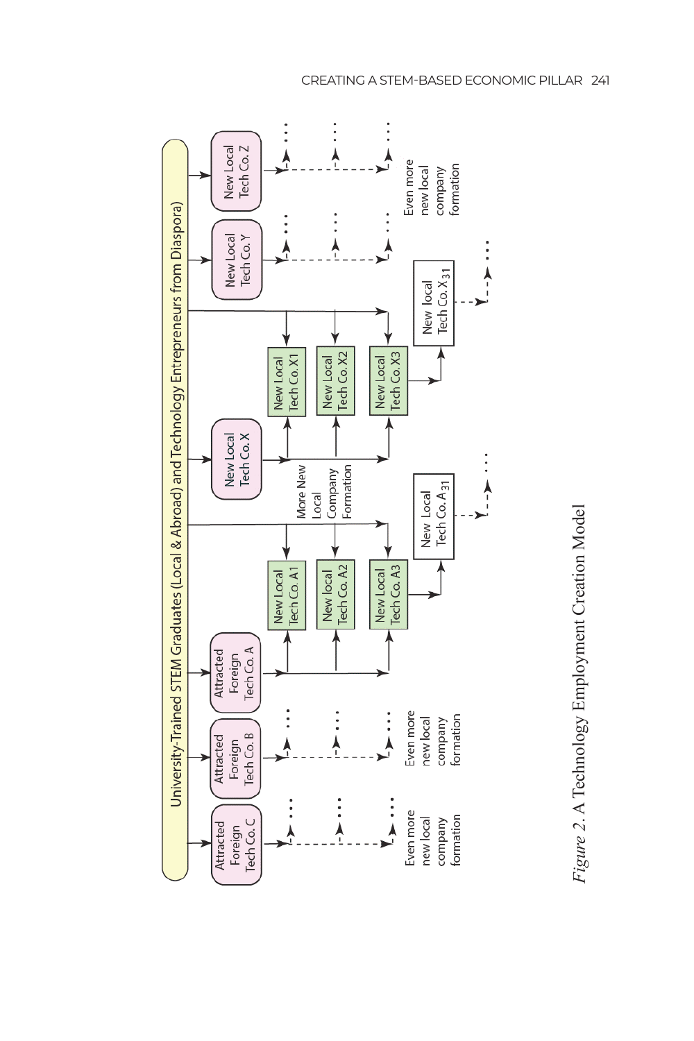University-Trained STEM Graduates (Local & Abroad) and Technology Entrepreneurs from Diaspora)

Attracted Foreign Tech Co. C

Attracted Foreign Tech Co. B

Attracted Foreign Tech Co. A

New Local Tech Co. A1

New local Tech Co. A2

New Local Tech Co. A3

New Local Tech Co. $A_{31}$

New Local Tech Co. X

New Local Tech Co. X1

New local Tech Co. X2

New Local Tech Co. X3

New local Tech Co. $X_{31}$

New Local Tech Co. Y

New Local Tech Co. Z

More New Local Company Formation

Even more new local company formation

Even more new local company formation

Even more new local company formation

*Figure 2*. A Technology Employment Creation Model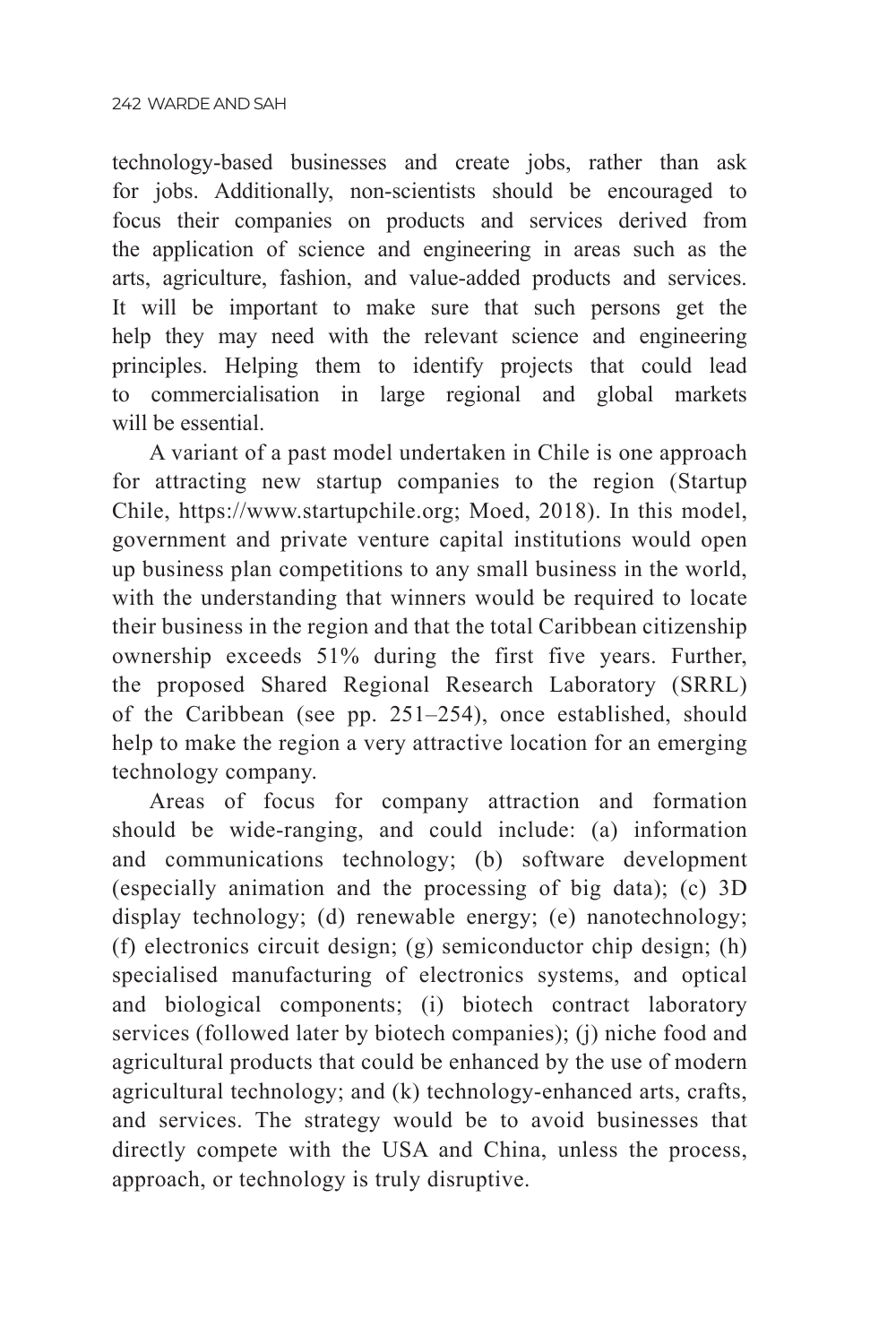technology-based businesses and create jobs, rather than ask for jobs. Additionally, non-scientists should be encouraged to focus their companies on products and services derived from the application of science and engineering in areas such as the arts, agriculture, fashion, and value-added products and services. It will be important to make sure that such persons get the help they may need with the relevant science and engineering principles. Helping them to identify projects that could lead to commercialisation in large regional and global markets will be essential.

A variant of a past model undertaken in Chile is one approach for attracting new startup companies to the region (Startup Chile, https://www.startupchile.org; Moed, 2018). In this model, government and private venture capital institutions would open up business plan competitions to any small business in the world, with the understanding that winners would be required to locate their business in the region and that the total Caribbean citizenship ownership exceeds 51% during the first five years. Further, the proposed Shared Regional Research Laboratory (SRRL) of the Caribbean (see pp. 251–254), once established, should help to make the region a very attractive location for an emerging technology company.

Areas of focus for company attraction and formation should be wide-ranging, and could include: (a) information and communications technology; (b) software development (especially animation and the processing of big data); (c) 3D display technology; (d) renewable energy; (e) nanotechnology; (f) electronics circuit design; (g) semiconductor chip design; (h) specialised manufacturing of electronics systems, and optical and biological components; (i) biotech contract laboratory services (followed later by biotech companies); (j) niche food and agricultural products that could be enhanced by the use of modern agricultural technology; and (k) technology-enhanced arts, crafts, and services. The strategy would be to avoid businesses that directly compete with the USA and China, unless the process, approach, or technology is truly disruptive.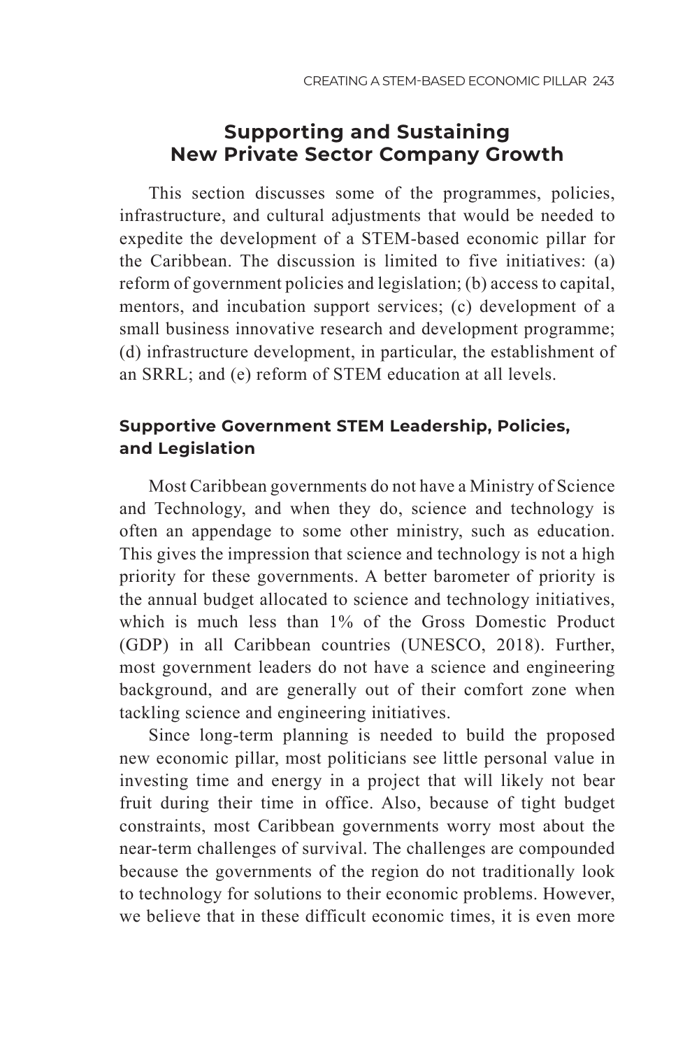## Supporting and Sustaining New Private Sector Company Growth

This section discusses some of the programmes, policies, infrastructure, and cultural adjustments that would be needed to expedite the development of a STEM-based economic pillar for the Caribbean. The discussion is limited to five initiatives: (a) reform of government policies and legislation; (b) access to capital, mentors, and incubation support services; (c) development of a small business innovative research and development programme; (d) infrastructure development, in particular, the establishment of an SRRL; and (e) reform of STEM education at all levels.

### Supportive Government STEM Leadership, Policies, and Legislation

Most Caribbean governments do not have a Ministry of Science and Technology, and when they do, science and technology is often an appendage to some other ministry, such as education. This gives the impression that science and technology is not a high priority for these governments. A better barometer of priority is the annual budget allocated to science and technology initiatives, which is much less than 1% of the Gross Domestic Product (GDP) in all Caribbean countries (UNESCO, 2018). Further, most government leaders do not have a science and engineering background, and are generally out of their comfort zone when tackling science and engineering initiatives.

Since long-term planning is needed to build the proposed new economic pillar, most politicians see little personal value in investing time and energy in a project that will likely not bear fruit during their time in office. Also, because of tight budget constraints, most Caribbean governments worry most about the near-term challenges of survival. The challenges are compounded because the governments of the region do not traditionally look to technology for solutions to their economic problems. However, we believe that in these difficult economic times, it is even more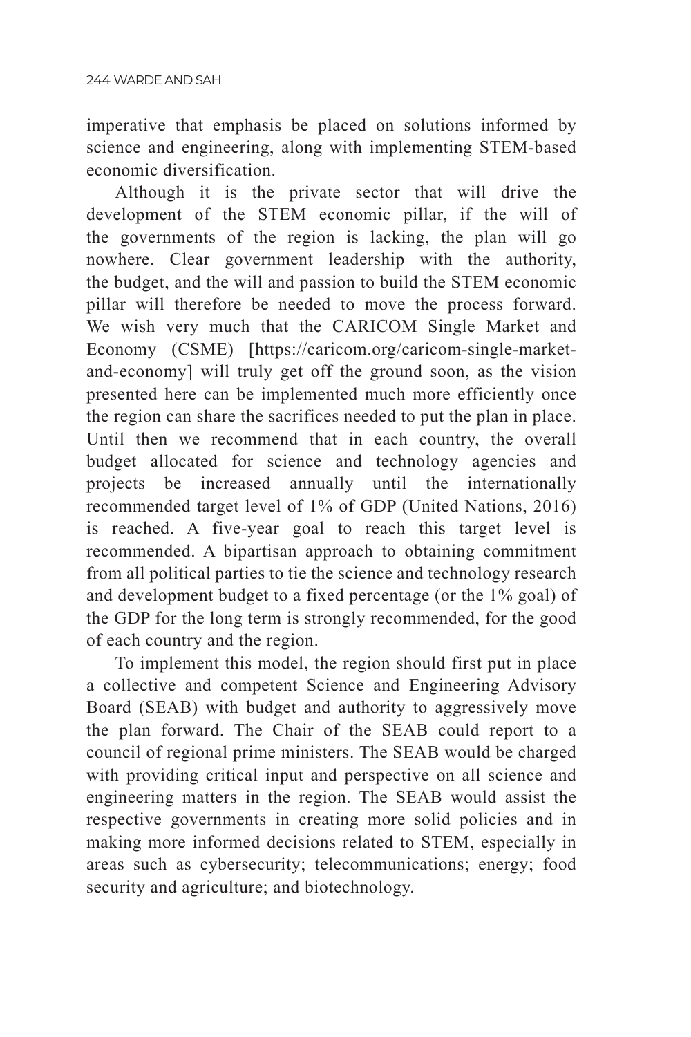imperative that emphasis be placed on solutions informed by science and engineering, along with implementing STEM-based economic diversification.

Although it is the private sector that will drive the development of the STEM economic pillar, if the will of the governments of the region is lacking, the plan will go nowhere. Clear government leadership with the authority, the budget, and the will and passion to build the STEM economic pillar will therefore be needed to move the process forward. We wish very much that the CARICOM Single Market and Economy (CSME) [https://caricom.org/caricom-single-market-and-economy] will truly get off the ground soon, as the vision presented here can be implemented much more efficiently once the region can share the sacrifices needed to put the plan in place. Until then we recommend that in each country, the overall budget allocated for science and technology agencies and projects be increased annually until the internationally recommended target level of 1% of GDP (United Nations, 2016) is reached. A five-year goal to reach this target level is recommended. A bipartisan approach to obtaining commitment from all political parties to tie the science and technology research and development budget to a fixed percentage (or the 1% goal) of the GDP for the long term is strongly recommended, for the good of each country and the region.

To implement this model, the region should first put in place a collective and competent Science and Engineering Advisory Board (SEAB) with budget and authority to aggressively move the plan forward. The Chair of the SEAB could report to a council of regional prime ministers. The SEAB would be charged with providing critical input and perspective on all science and engineering matters in the region. The SEAB would assist the respective governments in creating more solid policies and in making more informed decisions related to STEM, especially in areas such as cybersecurity; telecommunications; energy; food security and agriculture; and biotechnology.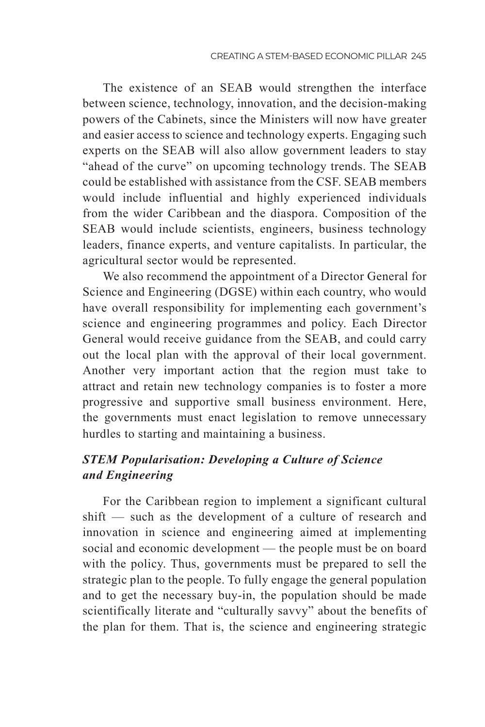The existence of an SEAB would strengthen the interface between science, technology, innovation, and the decision-making powers of the Cabinets, since the Ministers will now have greater and easier access to science and technology experts. Engaging such experts on the SEAB will also allow government leaders to stay "ahead of the curve" on upcoming technology trends. The SEAB could be established with assistance from the CSF. SEAB members would include influential and highly experienced individuals from the wider Caribbean and the diaspora. Composition of the SEAB would include scientists, engineers, business technology leaders, finance experts, and venture capitalists. In particular, the agricultural sector would be represented.

We also recommend the appointment of a Director General for Science and Engineering (DGSE) within each country, who would have overall responsibility for implementing each government's science and engineering programmes and policy. Each Director General would receive guidance from the SEAB, and could carry out the local plan with the approval of their local government. Another very important action that the region must take to attract and retain new technology companies is to foster a more progressive and supportive small business environment. Here, the governments must enact legislation to remove unnecessary hurdles to starting and maintaining a business.

### *STEM Popularisation: Developing a Culture of Science and Engineering*

For the Caribbean region to implement a significant cultural shift — such as the development of a culture of research and innovation in science and engineering aimed at implementing social and economic development — the people must be on board with the policy. Thus, governments must be prepared to sell the strategic plan to the people. To fully engage the general population and to get the necessary buy-in, the population should be made scientifically literate and "culturally savvy" about the benefits of the plan for them. That is, the science and engineering strategic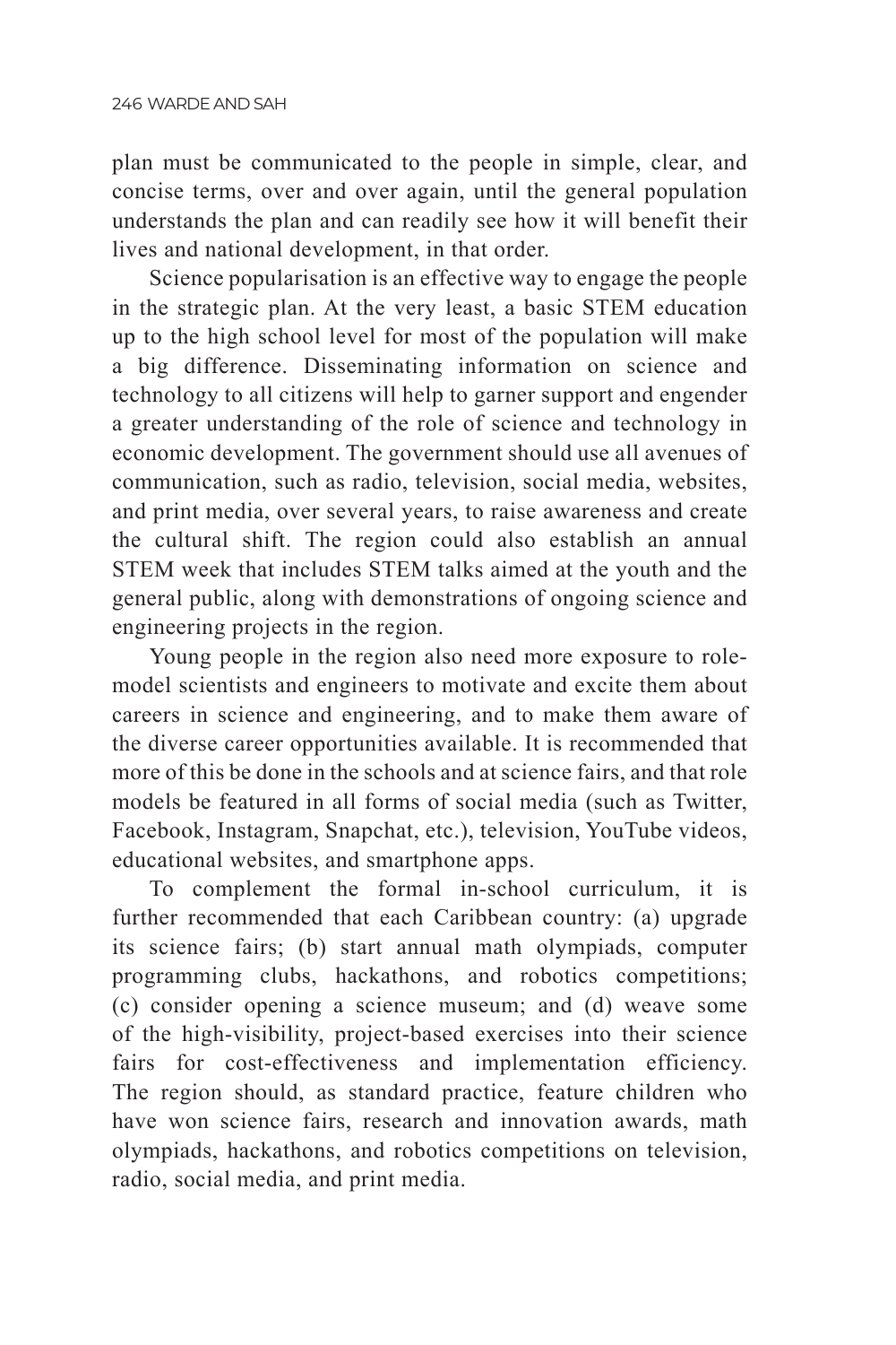plan must be communicated to the people in simple, clear, and concise terms, over and over again, until the general population understands the plan and can readily see how it will benefit their lives and national development, in that order.

Science popularisation is an effective way to engage the people in the strategic plan. At the very least, a basic STEM education up to the high school level for most of the population will make a big difference. Disseminating information on science and technology to all citizens will help to garner support and engender a greater understanding of the role of science and technology in economic development. The government should use all avenues of communication, such as radio, television, social media, websites, and print media, over several years, to raise awareness and create the cultural shift. The region could also establish an annual STEM week that includes STEM talks aimed at the youth and the general public, along with demonstrations of ongoing science and engineering projects in the region.

Young people in the region also need more exposure to role-model scientists and engineers to motivate and excite them about careers in science and engineering, and to make them aware of the diverse career opportunities available. It is recommended that more of this be done in the schools and at science fairs, and that role models be featured in all forms of social media (such as Twitter, Facebook, Instagram, Snapchat, etc.), television, YouTube videos, educational websites, and smartphone apps.

To complement the formal in-school curriculum, it is further recommended that each Caribbean country: (a) upgrade its science fairs; (b) start annual math olympiads, computer programming clubs, hackathons, and robotics competitions; (c) consider opening a science museum; and (d) weave some of the high-visibility, project-based exercises into their science fairs for cost-effectiveness and implementation efficiency. The region should, as standard practice, feature children who have won science fairs, research and innovation awards, math olympiads, hackathons, and robotics competitions on television, radio, social media, and print media.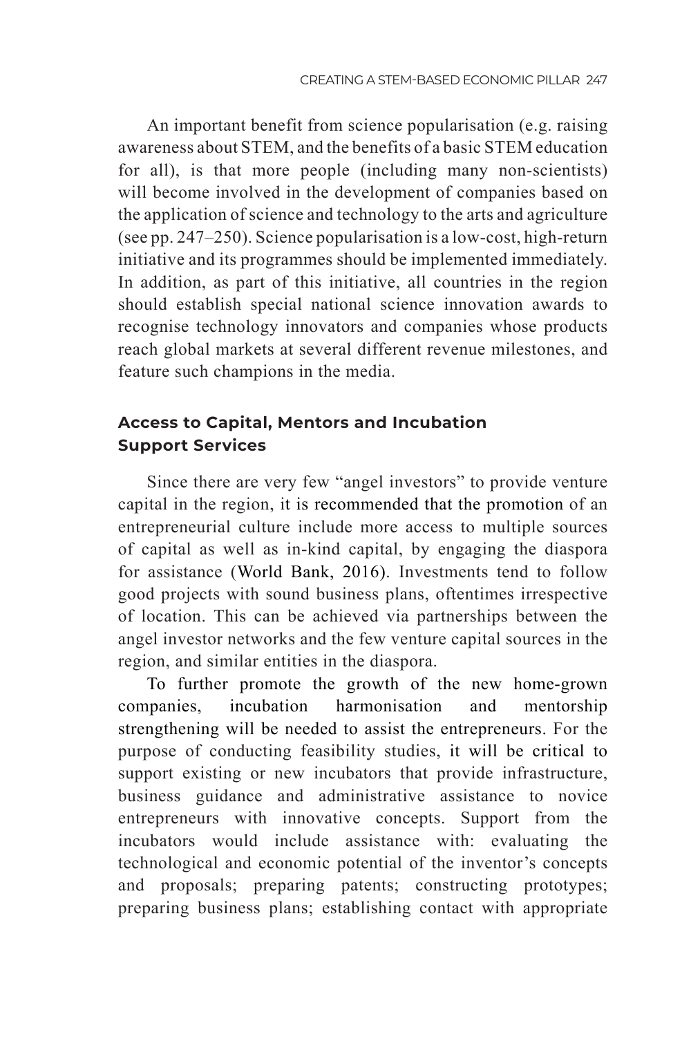An important benefit from science popularisation (e.g. raising awareness about STEM, and the benefits of a basic STEM education for all), is that more people (including many non-scientists) will become involved in the development of companies based on the application of science and technology to the arts and agriculture (see pp. 247–250). Science popularisation is a low-cost, high-return initiative and its programmes should be implemented immediately. In addition, as part of this initiative, all countries in the region should establish special national science innovation awards to recognise technology innovators and companies whose products reach global markets at several different revenue milestones, and feature such champions in the media.

## Access to Capital, Mentors and Incubation Support Services

Since there are very few "angel investors" to provide venture capital in the region, it is recommended that the promotion of an entrepreneurial culture include more access to multiple sources of capital as well as in-kind capital, by engaging the diaspora for assistance (World Bank, 2016). Investments tend to follow good projects with sound business plans, oftentimes irrespective of location. This can be achieved via partnerships between the angel investor networks and the few venture capital sources in the region, and similar entities in the diaspora.

To further promote the growth of the new home-grown companies, incubation harmonisation and mentorship strengthening will be needed to assist the entrepreneurs. For the purpose of conducting feasibility studies, it will be critical to support existing or new incubators that provide infrastructure, business guidance and administrative assistance to novice entrepreneurs with innovative concepts. Support from the incubators would include assistance with: evaluating the technological and economic potential of the inventor's concepts and proposals; preparing patents; constructing prototypes; preparing business plans; establishing contact with appropriate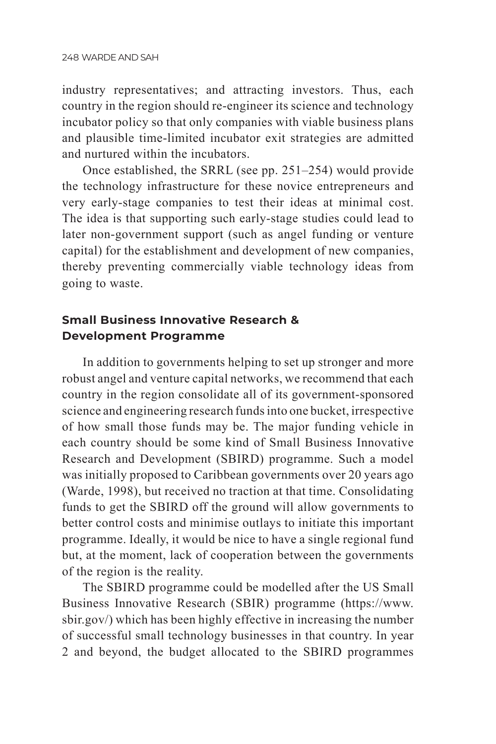industry representatives; and attracting investors. Thus, each country in the region should re-engineer its science and technology incubator policy so that only companies with viable business plans and plausible time-limited incubator exit strategies are admitted and nurtured within the incubators.

Once established, the SRRL (see pp. 251–254) would provide the technology infrastructure for these novice entrepreneurs and very early-stage companies to test their ideas at minimal cost. The idea is that supporting such early-stage studies could lead to later non-government support (such as angel funding or venture capital) for the establishment and development of new companies, thereby preventing commercially viable technology ideas from going to waste.

### Small Business Innovative Research & Development Programme

In addition to governments helping to set up stronger and more robust angel and venture capital networks, we recommend that each country in the region consolidate all of its government-sponsored science and engineering research funds into one bucket, irrespective of how small those funds may be. The major funding vehicle in each country should be some kind of Small Business Innovative Research and Development (SBIRD) programme. Such a model was initially proposed to Caribbean governments over 20 years ago (Warde, 1998), but received no traction at that time. Consolidating funds to get the SBIRD off the ground will allow governments to better control costs and minimise outlays to initiate this important programme. Ideally, it would be nice to have a single regional fund but, at the moment, lack of cooperation between the governments of the region is the reality.

The SBIRD programme could be modelled after the US Small Business Innovative Research (SBIR) programme (https://www.sbir.gov/) which has been highly effective in increasing the number of successful small technology businesses in that country. In year 2 and beyond, the budget allocated to the SBIRD programmes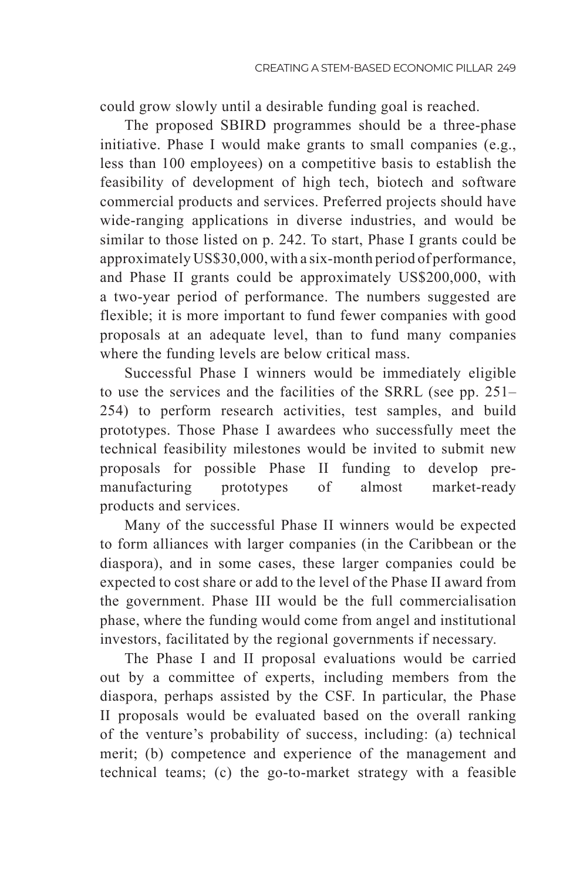could grow slowly until a desirable funding goal is reached.

The proposed SBIRD programmes should be a three-phase initiative. Phase I would make grants to small companies (e.g., less than 100 employees) on a competitive basis to establish the feasibility of development of high tech, biotech and software commercial products and services. Preferred projects should have wide-ranging applications in diverse industries, and would be similar to those listed on p. 242. To start, Phase I grants could be approximately US$30,000, with a six-month period of performance, and Phase II grants could be approximately US$200,000, with a two-year period of performance. The numbers suggested are flexible; it is more important to fund fewer companies with good proposals at an adequate level, than to fund many companies where the funding levels are below critical mass.

Successful Phase I winners would be immediately eligible to use the services and the facilities of the SRRL (see pp. 251–254) to perform research activities, test samples, and build prototypes. Those Phase I awardees who successfully meet the technical feasibility milestones would be invited to submit new proposals for possible Phase II funding to develop pre-manufacturing prototypes of almost market-ready products and services.

Many of the successful Phase II winners would be expected to form alliances with larger companies (in the Caribbean or the diaspora), and in some cases, these larger companies could be expected to cost share or add to the level of the Phase II award from the government. Phase III would be the full commercialisation phase, where the funding would come from angel and institutional investors, facilitated by the regional governments if necessary.

The Phase I and II proposal evaluations would be carried out by a committee of experts, including members from the diaspora, perhaps assisted by the CSF. In particular, the Phase II proposals would be evaluated based on the overall ranking of the venture's probability of success, including: (a) technical merit; (b) competence and experience of the management and technical teams; (c) the go-to-market strategy with a feasible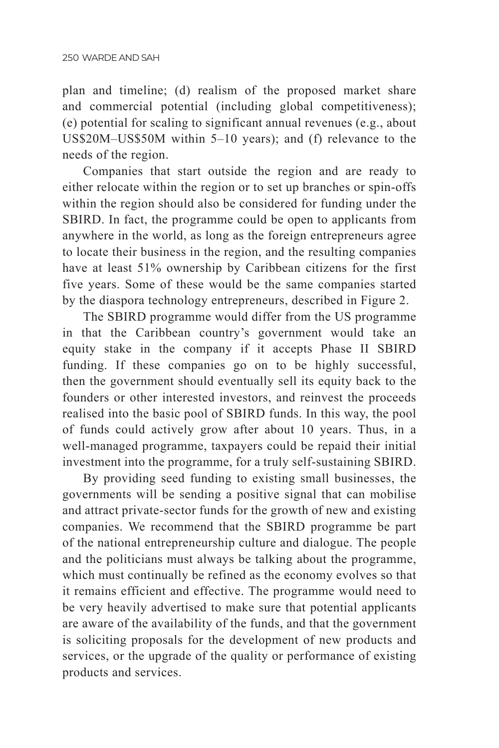plan and timeline; (d) realism of the proposed market share and commercial potential (including global competitiveness); (e) potential for scaling to significant annual revenues (e.g., about US$20M–US$50M within 5–10 years); and (f) relevance to the needs of the region.

Companies that start outside the region and are ready to either relocate within the region or to set up branches or spin-offs within the region should also be considered for funding under the SBIRD. In fact, the programme could be open to applicants from anywhere in the world, as long as the foreign entrepreneurs agree to locate their business in the region, and the resulting companies have at least 51% ownership by Caribbean citizens for the first five years. Some of these would be the same companies started by the diaspora technology entrepreneurs, described in Figure 2.

The SBIRD programme would differ from the US programme in that the Caribbean country's government would take an equity stake in the company if it accepts Phase II SBIRD funding. If these companies go on to be highly successful, then the government should eventually sell its equity back to the founders or other interested investors, and reinvest the proceeds realised into the basic pool of SBIRD funds. In this way, the pool of funds could actively grow after about 10 years. Thus, in a well-managed programme, taxpayers could be repaid their initial investment into the programme, for a truly self-sustaining SBIRD.

By providing seed funding to existing small businesses, the governments will be sending a positive signal that can mobilise and attract private-sector funds for the growth of new and existing companies. We recommend that the SBIRD programme be part of the national entrepreneurship culture and dialogue. The people and the politicians must always be talking about the programme, which must continually be refined as the economy evolves so that it remains efficient and effective. The programme would need to be very heavily advertised to make sure that potential applicants are aware of the availability of the funds, and that the government is soliciting proposals for the development of new products and services, or the upgrade of the quality or performance of existing products and services.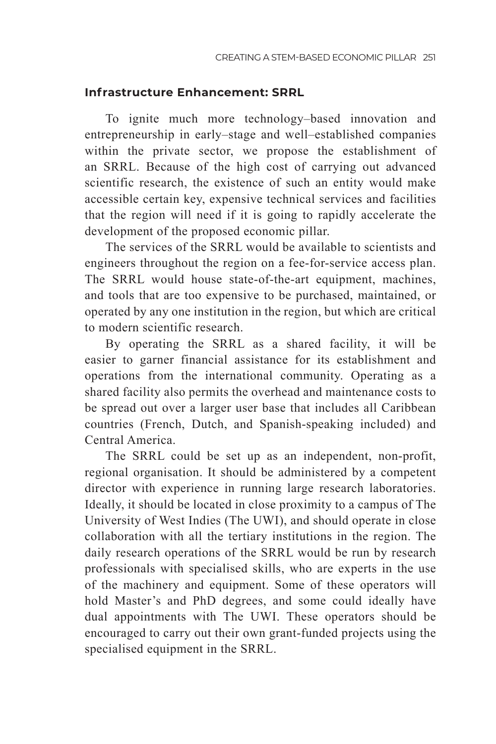### Infrastructure Enhancement: SRRL

To ignite much more technology–based innovation and entrepreneurship in early–stage and well–established companies within the private sector, we propose the establishment of an SRRL. Because of the high cost of carrying out advanced scientific research, the existence of such an entity would make accessible certain key, expensive technical services and facilities that the region will need if it is going to rapidly accelerate the development of the proposed economic pillar.

The services of the SRRL would be available to scientists and engineers throughout the region on a fee-for-service access plan. The SRRL would house state-of-the-art equipment, machines, and tools that are too expensive to be purchased, maintained, or operated by any one institution in the region, but which are critical to modern scientific research.

By operating the SRRL as a shared facility, it will be easier to garner financial assistance for its establishment and operations from the international community. Operating as a shared facility also permits the overhead and maintenance costs to be spread out over a larger user base that includes all Caribbean countries (French, Dutch, and Spanish-speaking included) and Central America.

The SRRL could be set up as an independent, non-profit, regional organisation. It should be administered by a competent director with experience in running large research laboratories. Ideally, it should be located in close proximity to a campus of The University of West Indies (The UWI), and should operate in close collaboration with all the tertiary institutions in the region. The daily research operations of the SRRL would be run by research professionals with specialised skills, who are experts in the use of the machinery and equipment. Some of these operators will hold Master's and PhD degrees, and some could ideally have dual appointments with The UWI. These operators should be encouraged to carry out their own grant-funded projects using the specialised equipment in the SRRL.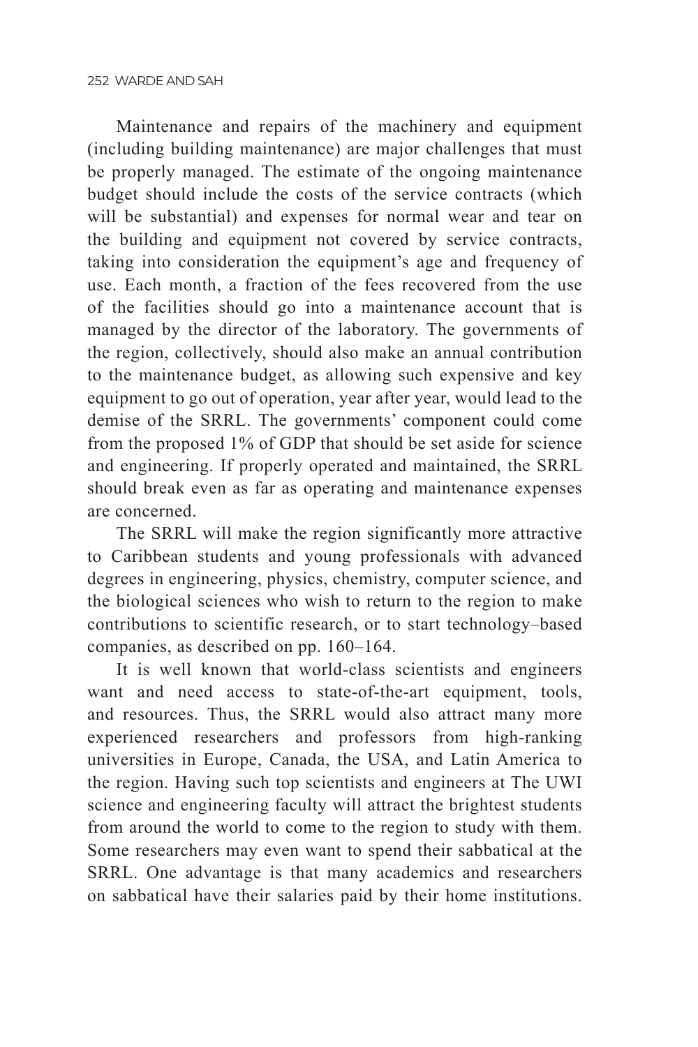Maintenance and repairs of the machinery and equipment (including building maintenance) are major challenges that must be properly managed. The estimate of the ongoing maintenance budget should include the costs of the service contracts (which will be substantial) and expenses for normal wear and tear on the building and equipment not covered by service contracts, taking into consideration the equipment's age and frequency of use. Each month, a fraction of the fees recovered from the use of the facilities should go into a maintenance account that is managed by the director of the laboratory. The governments of the region, collectively, should also make an annual contribution to the maintenance budget, as allowing such expensive and key equipment to go out of operation, year after year, would lead to the demise of the SRRL. The governments' component could come from the proposed 1% of GDP that should be set aside for science and engineering. If properly operated and maintained, the SRRL should break even as far as operating and maintenance expenses are concerned.

The SRRL will make the region significantly more attractive to Caribbean students and young professionals with advanced degrees in engineering, physics, chemistry, computer science, and the biological sciences who wish to return to the region to make contributions to scientific research, or to start technology–based companies, as described on pp. 160–164.

It is well known that world-class scientists and engineers want and need access to state-of-the-art equipment, tools, and resources. Thus, the SRRL would also attract many more experienced researchers and professors from high-ranking universities in Europe, Canada, the USA, and Latin America to the region. Having such top scientists and engineers at The UWI science and engineering faculty will attract the brightest students from around the world to come to the region to study with them. Some researchers may even want to spend their sabbatical at the SRRL. One advantage is that many academics and researchers on sabbatical have their salaries paid by their home institutions.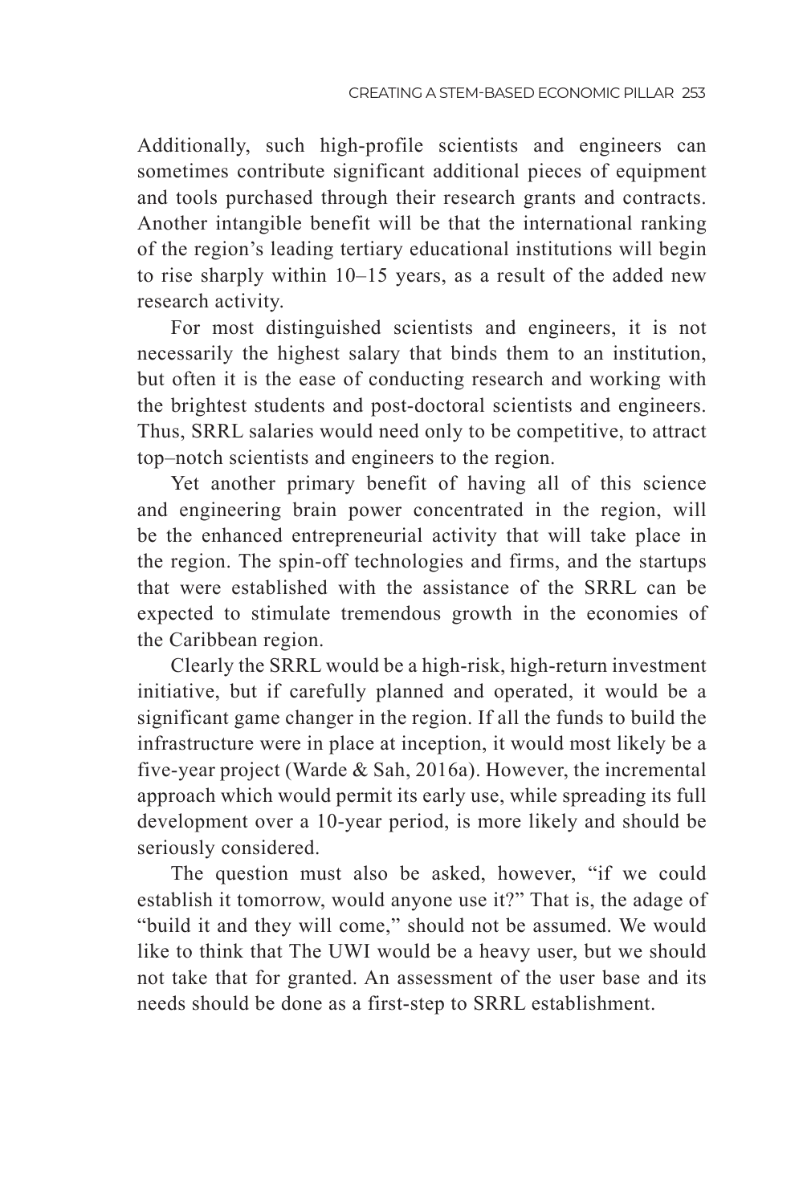Additionally, such high-profile scientists and engineers can sometimes contribute significant additional pieces of equipment and tools purchased through their research grants and contracts. Another intangible benefit will be that the international ranking of the region's leading tertiary educational institutions will begin to rise sharply within 10–15 years, as a result of the added new research activity.

For most distinguished scientists and engineers, it is not necessarily the highest salary that binds them to an institution, but often it is the ease of conducting research and working with the brightest students and post-doctoral scientists and engineers. Thus, SRRL salaries would need only to be competitive, to attract top–notch scientists and engineers to the region.

Yet another primary benefit of having all of this science and engineering brain power concentrated in the region, will be the enhanced entrepreneurial activity that will take place in the region. The spin-off technologies and firms, and the startups that were established with the assistance of the SRRL can be expected to stimulate tremendous growth in the economies of the Caribbean region.

Clearly the SRRL would be a high-risk, high-return investment initiative, but if carefully planned and operated, it would be a significant game changer in the region. If all the funds to build the infrastructure were in place at inception, it would most likely be a five-year project (Warde & Sah, 2016a). However, the incremental approach which would permit its early use, while spreading its full development over a 10-year period, is more likely and should be seriously considered.

The question must also be asked, however, "if we could establish it tomorrow, would anyone use it?" That is, the adage of "build it and they will come," should not be assumed. We would like to think that The UWI would be a heavy user, but we should not take that for granted. An assessment of the user base and its needs should be done as a first-step to SRRL establishment.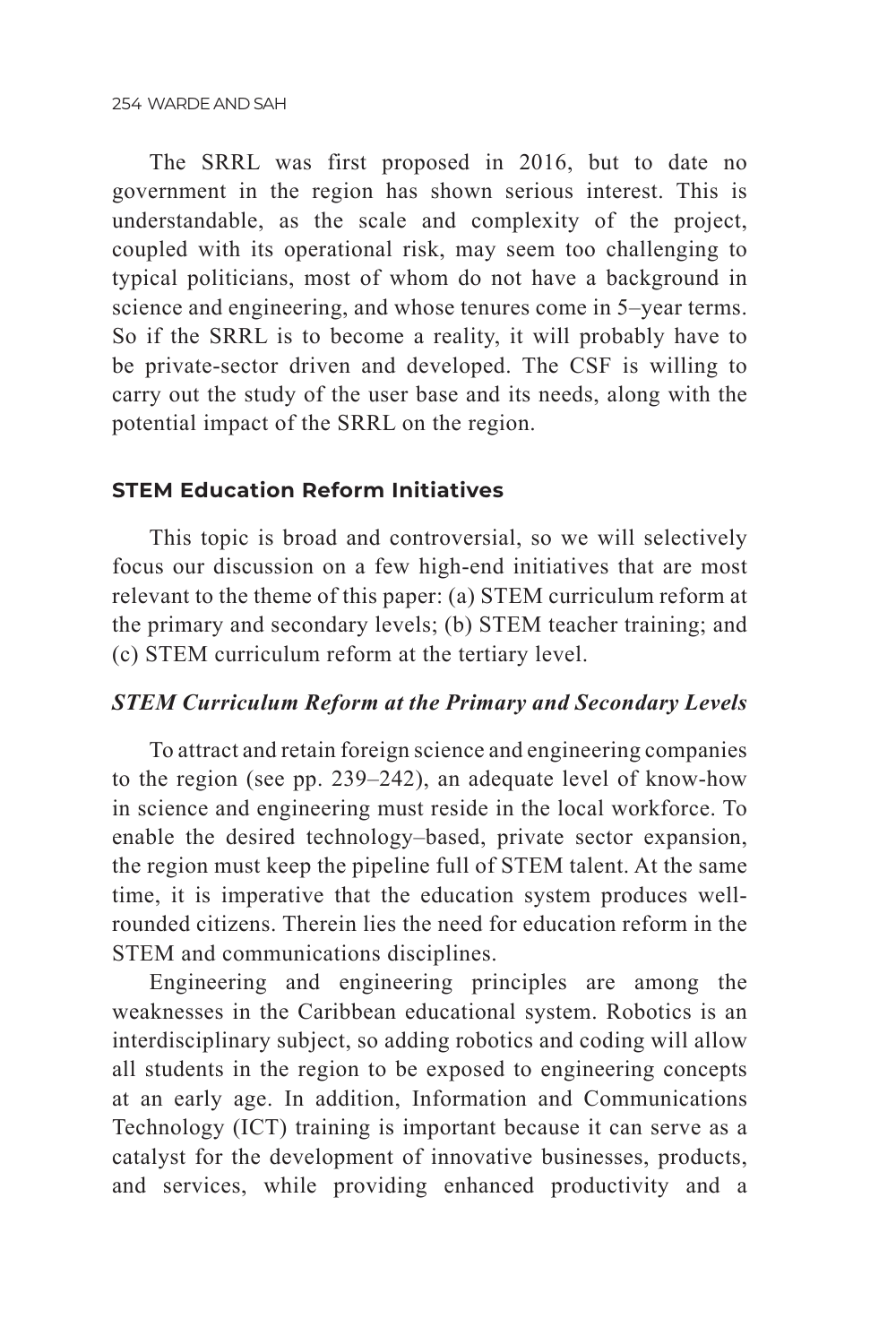The SRRL was first proposed in 2016, but to date no government in the region has shown serious interest. This is understandable, as the scale and complexity of the project, coupled with its operational risk, may seem too challenging to typical politicians, most of whom do not have a background in science and engineering, and whose tenures come in 5–year terms. So if the SRRL is to become a reality, it will probably have to be private-sector driven and developed. The CSF is willing to carry out the study of the user base and its needs, along with the potential impact of the SRRL on the region.

## STEM Education Reform Initiatives

This topic is broad and controversial, so we will selectively focus our discussion on a few high-end initiatives that are most relevant to the theme of this paper: (a) STEM curriculum reform at the primary and secondary levels; (b) STEM teacher training; and (c) STEM curriculum reform at the tertiary level.

### *STEM Curriculum Reform at the Primary and Secondary Levels*

To attract and retain foreign science and engineering companies to the region (see pp. 239–242), an adequate level of know-how in science and engineering must reside in the local workforce. To enable the desired technology–based, private sector expansion, the region must keep the pipeline full of STEM talent. At the same time, it is imperative that the education system produces well-rounded citizens. Therein lies the need for education reform in the STEM and communications disciplines.

Engineering and engineering principles are among the weaknesses in the Caribbean educational system. Robotics is an interdisciplinary subject, so adding robotics and coding will allow all students in the region to be exposed to engineering concepts at an early age. In addition, Information and Communications Technology (ICT) training is important because it can serve as a catalyst for the development of innovative businesses, products, and services, while providing enhanced productivity and a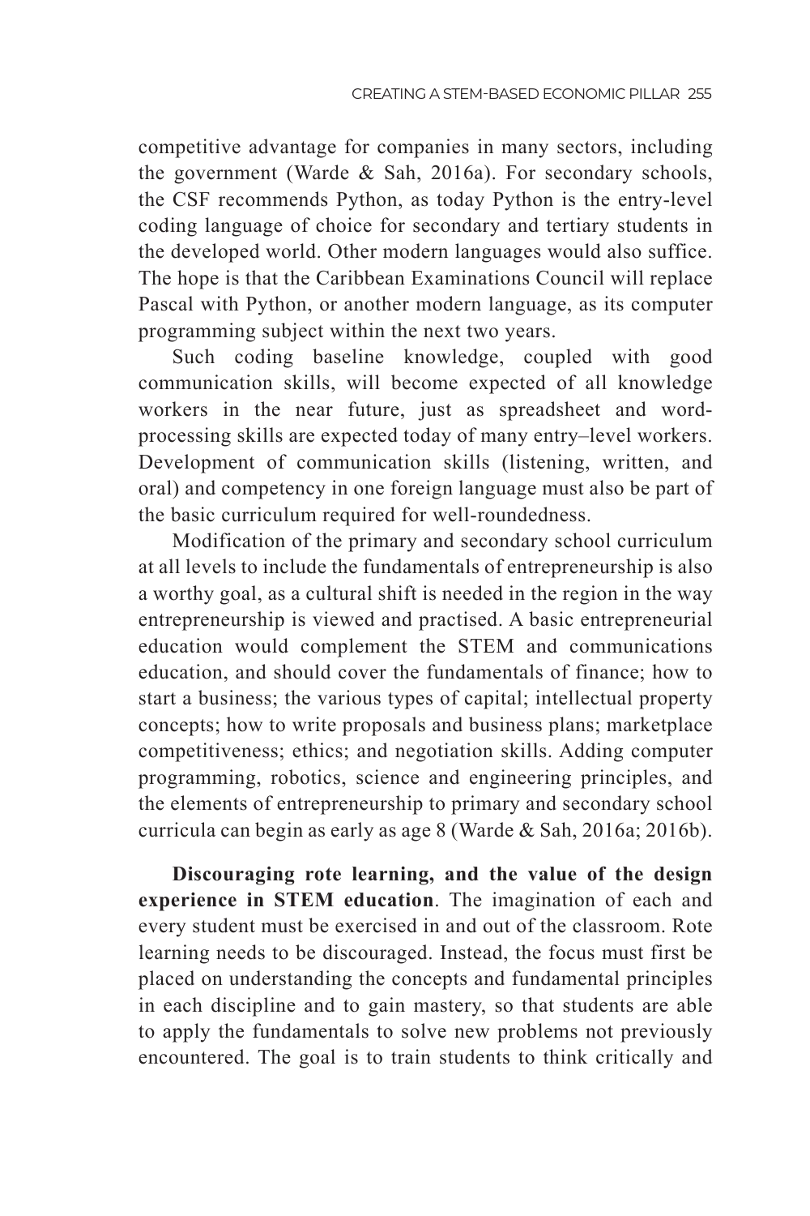competitive advantage for companies in many sectors, including the government (Warde & Sah, 2016a). For secondary schools, the CSF recommends Python, as today Python is the entry-level coding language of choice for secondary and tertiary students in the developed world. Other modern languages would also suffice. The hope is that the Caribbean Examinations Council will replace Pascal with Python, or another modern language, as its computer programming subject within the next two years.

Such coding baseline knowledge, coupled with good communication skills, will become expected of all knowledge workers in the near future, just as spreadsheet and word-processing skills are expected today of many entry–level workers. Development of communication skills (listening, written, and oral) and competency in one foreign language must also be part of the basic curriculum required for well-roundedness.

Modification of the primary and secondary school curriculum at all levels to include the fundamentals of entrepreneurship is also a worthy goal, as a cultural shift is needed in the region in the way entrepreneurship is viewed and practised. A basic entrepreneurial education would complement the STEM and communications education, and should cover the fundamentals of finance; how to start a business; the various types of capital; intellectual property concepts; how to write proposals and business plans; marketplace competitiveness; ethics; and negotiation skills. Adding computer programming, robotics, science and engineering principles, and the elements of entrepreneurship to primary and secondary school curricula can begin as early as age 8 (Warde & Sah, 2016a; 2016b).

**Discouraging rote learning, and the value of the design experience in STEM education**. The imagination of each and every student must be exercised in and out of the classroom. Rote learning needs to be discouraged. Instead, the focus must first be placed on understanding the concepts and fundamental principles in each discipline and to gain mastery, so that students are able to apply the fundamentals to solve new problems not previously encountered. The goal is to train students to think critically and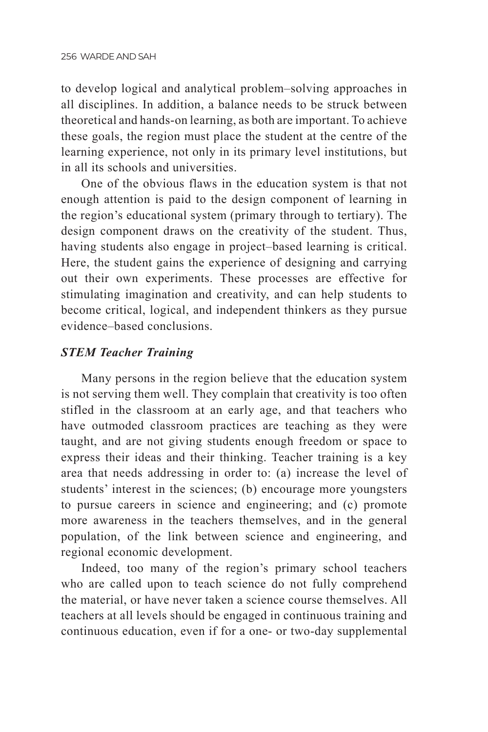to develop logical and analytical problem–solving approaches in all disciplines. In addition, a balance needs to be struck between theoretical and hands-on learning, as both are important. To achieve these goals, the region must place the student at the centre of the learning experience, not only in its primary level institutions, but in all its schools and universities.

One of the obvious flaws in the education system is that not enough attention is paid to the design component of learning in the region's educational system (primary through to tertiary). The design component draws on the creativity of the student. Thus, having students also engage in project–based learning is critical. Here, the student gains the experience of designing and carrying out their own experiments. These processes are effective for stimulating imagination and creativity, and can help students to become critical, logical, and independent thinkers as they pursue evidence–based conclusions.

### *STEM Teacher Training*

Many persons in the region believe that the education system is not serving them well. They complain that creativity is too often stifled in the classroom at an early age, and that teachers who have outmoded classroom practices are teaching as they were taught, and are not giving students enough freedom or space to express their ideas and their thinking. Teacher training is a key area that needs addressing in order to: (a) increase the level of students' interest in the sciences; (b) encourage more youngsters to pursue careers in science and engineering; and (c) promote more awareness in the teachers themselves, and in the general population, of the link between science and engineering, and regional economic development.

Indeed, too many of the region's primary school teachers who are called upon to teach science do not fully comprehend the material, or have never taken a science course themselves. All teachers at all levels should be engaged in continuous training and continuous education, even if for a one- or two-day supplemental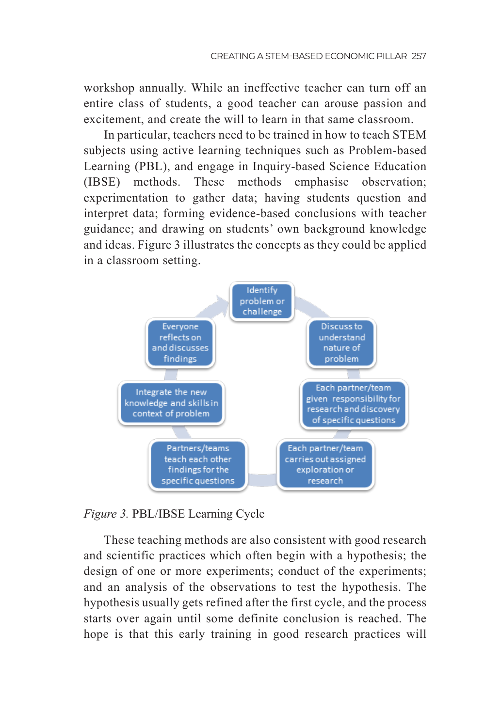workshop annually. While an ineffective teacher can turn off an entire class of students, a good teacher can arouse passion and excitement, and create the will to learn in that same classroom.

In particular, teachers need to be trained in how to teach STEM subjects using active learning techniques such as Problem-based Learning (PBL), and engage in Inquiry-based Science Education (IBSE) methods. These methods emphasise observation; experimentation to gather data; having students question and interpret data; forming evidence-based conclusions with teacher guidance; and drawing on students' own background knowledge and ideas. Figure 3 illustrates the concepts as they could be applied in a classroom setting.

- Identify problem or challenge
- Discuss to understand nature of problem
- Each partner/team given responsibility for research and discovery of specific questions
- Each partner/team carries out assigned exploration or research
- Partners/teams teach each other findings for the specific questions
- Integrate the new knowledge and skills in context of problem
- Everyone reflects on and discusses findings

*Figure 3.* PBL/IBSE Learning Cycle

These teaching methods are also consistent with good research and scientific practices which often begin with a hypothesis; the design of one or more experiments; conduct of the experiments; and an analysis of the observations to test the hypothesis. The hypothesis usually gets refined after the first cycle, and the process starts over again until some definite conclusion is reached. The hope is that this early training in good research practices will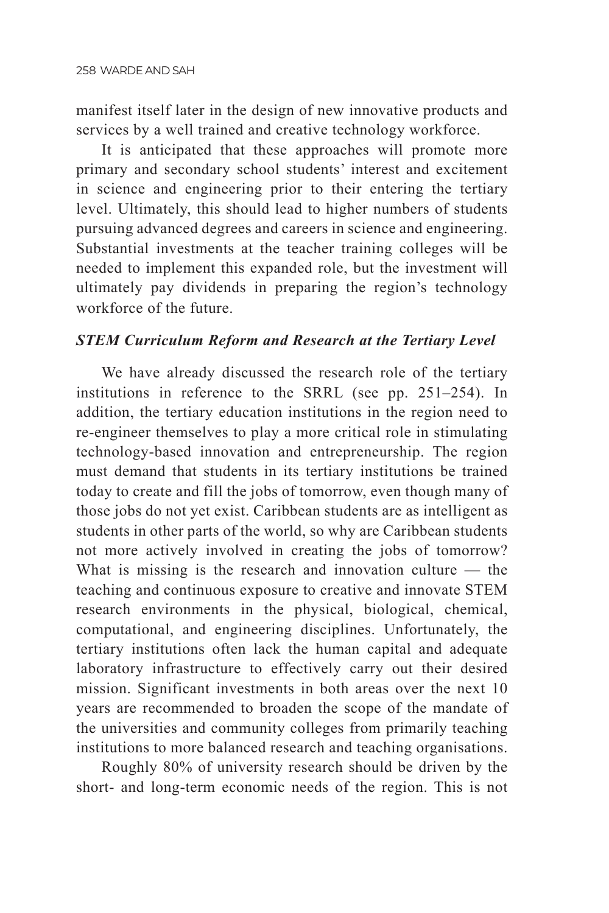manifest itself later in the design of new innovative products and services by a well trained and creative technology workforce.

It is anticipated that these approaches will promote more primary and secondary school students' interest and excitement in science and engineering prior to their entering the tertiary level. Ultimately, this should lead to higher numbers of students pursuing advanced degrees and careers in science and engineering. Substantial investments at the teacher training colleges will be needed to implement this expanded role, but the investment will ultimately pay dividends in preparing the region's technology workforce of the future.

### *STEM Curriculum Reform and Research at the Tertiary Level*

We have already discussed the research role of the tertiary institutions in reference to the SRRL (see pp. 251–254). In addition, the tertiary education institutions in the region need to re-engineer themselves to play a more critical role in stimulating technology-based innovation and entrepreneurship. The region must demand that students in its tertiary institutions be trained today to create and fill the jobs of tomorrow, even though many of those jobs do not yet exist. Caribbean students are as intelligent as students in other parts of the world, so why are Caribbean students not more actively involved in creating the jobs of tomorrow? What is missing is the research and innovation culture — the teaching and continuous exposure to creative and innovate STEM research environments in the physical, biological, chemical, computational, and engineering disciplines. Unfortunately, the tertiary institutions often lack the human capital and adequate laboratory infrastructure to effectively carry out their desired mission. Significant investments in both areas over the next 10 years are recommended to broaden the scope of the mandate of the universities and community colleges from primarily teaching institutions to more balanced research and teaching organisations.

Roughly 80% of university research should be driven by the short- and long-term economic needs of the region. This is not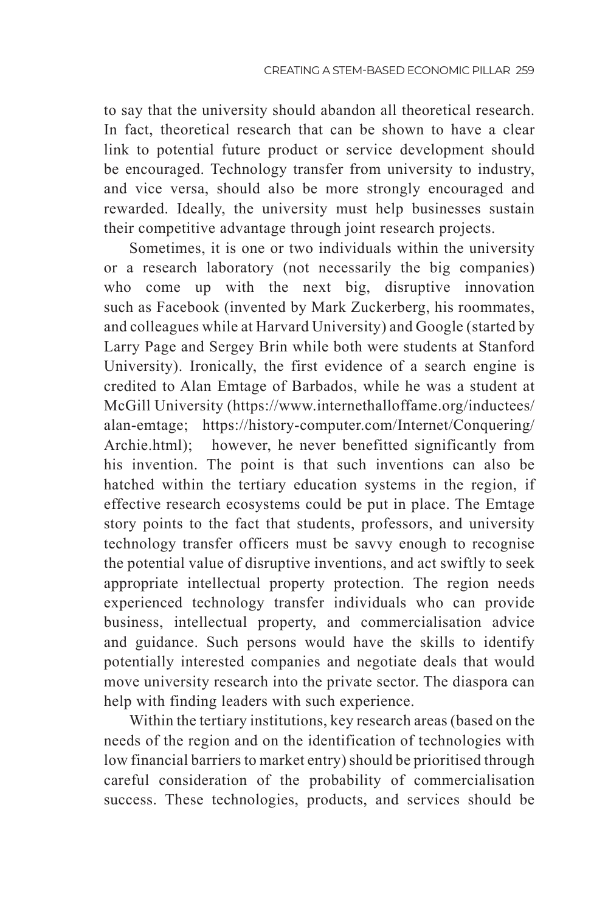to say that the university should abandon all theoretical research. In fact, theoretical research that can be shown to have a clear link to potential future product or service development should be encouraged. Technology transfer from university to industry, and vice versa, should also be more strongly encouraged and rewarded. Ideally, the university must help businesses sustain their competitive advantage through joint research projects.

Sometimes, it is one or two individuals within the university or a research laboratory (not necessarily the big companies) who come up with the next big, disruptive innovation such as Facebook (invented by Mark Zuckerberg, his roommates, and colleagues while at Harvard University) and Google (started by Larry Page and Sergey Brin while both were students at Stanford University). Ironically, the first evidence of a search engine is credited to Alan Emtage of Barbados, while he was a student at McGill University (https://www.internethalloffame.org/inductees/alan-emtage; https://history-computer.com/Internet/Conquering/Archie.html); however, he never benefitted significantly from his invention. The point is that such inventions can also be hatched within the tertiary education systems in the region, if effective research ecosystems could be put in place. The Emtage story points to the fact that students, professors, and university technology transfer officers must be savvy enough to recognise the potential value of disruptive inventions, and act swiftly to seek appropriate intellectual property protection. The region needs experienced technology transfer individuals who can provide business, intellectual property, and commercialisation advice and guidance. Such persons would have the skills to identify potentially interested companies and negotiate deals that would move university research into the private sector. The diaspora can help with finding leaders with such experience.

Within the tertiary institutions, key research areas (based on the needs of the region and on the identification of technologies with low financial barriers to market entry) should be prioritised through careful consideration of the probability of commercialisation success. These technologies, products, and services should be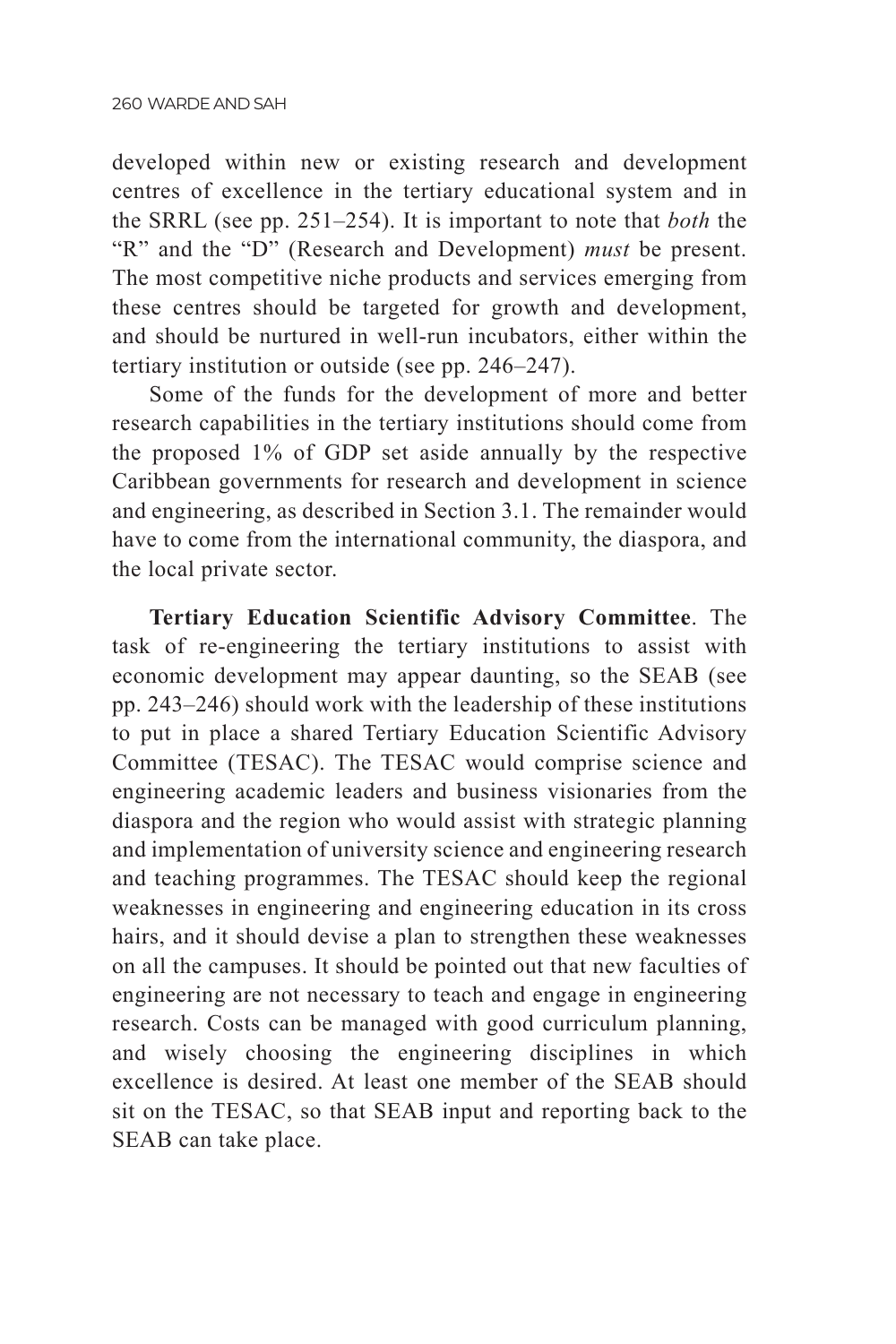developed within new or existing research and development centres of excellence in the tertiary educational system and in the SRRL (see pp. 251–254). It is important to note that *both* the "R" and the "D" (Research and Development) *must* be present. The most competitive niche products and services emerging from these centres should be targeted for growth and development, and should be nurtured in well-run incubators, either within the tertiary institution or outside (see pp. 246–247).

Some of the funds for the development of more and better research capabilities in the tertiary institutions should come from the proposed 1% of GDP set aside annually by the respective Caribbean governments for research and development in science and engineering, as described in Section 3.1. The remainder would have to come from the international community, the diaspora, and the local private sector.

**Tertiary Education Scientific Advisory Committee**. The task of re-engineering the tertiary institutions to assist with economic development may appear daunting, so the SEAB (see pp. 243–246) should work with the leadership of these institutions to put in place a shared Tertiary Education Scientific Advisory Committee (TESAC). The TESAC would comprise science and engineering academic leaders and business visionaries from the diaspora and the region who would assist with strategic planning and implementation of university science and engineering research and teaching programmes. The TESAC should keep the regional weaknesses in engineering and engineering education in its cross hairs, and it should devise a plan to strengthen these weaknesses on all the campuses. It should be pointed out that new faculties of engineering are not necessary to teach and engage in engineering research. Costs can be managed with good curriculum planning, and wisely choosing the engineering disciplines in which excellence is desired. At least one member of the SEAB should sit on the TESAC, so that SEAB input and reporting back to the SEAB can take place.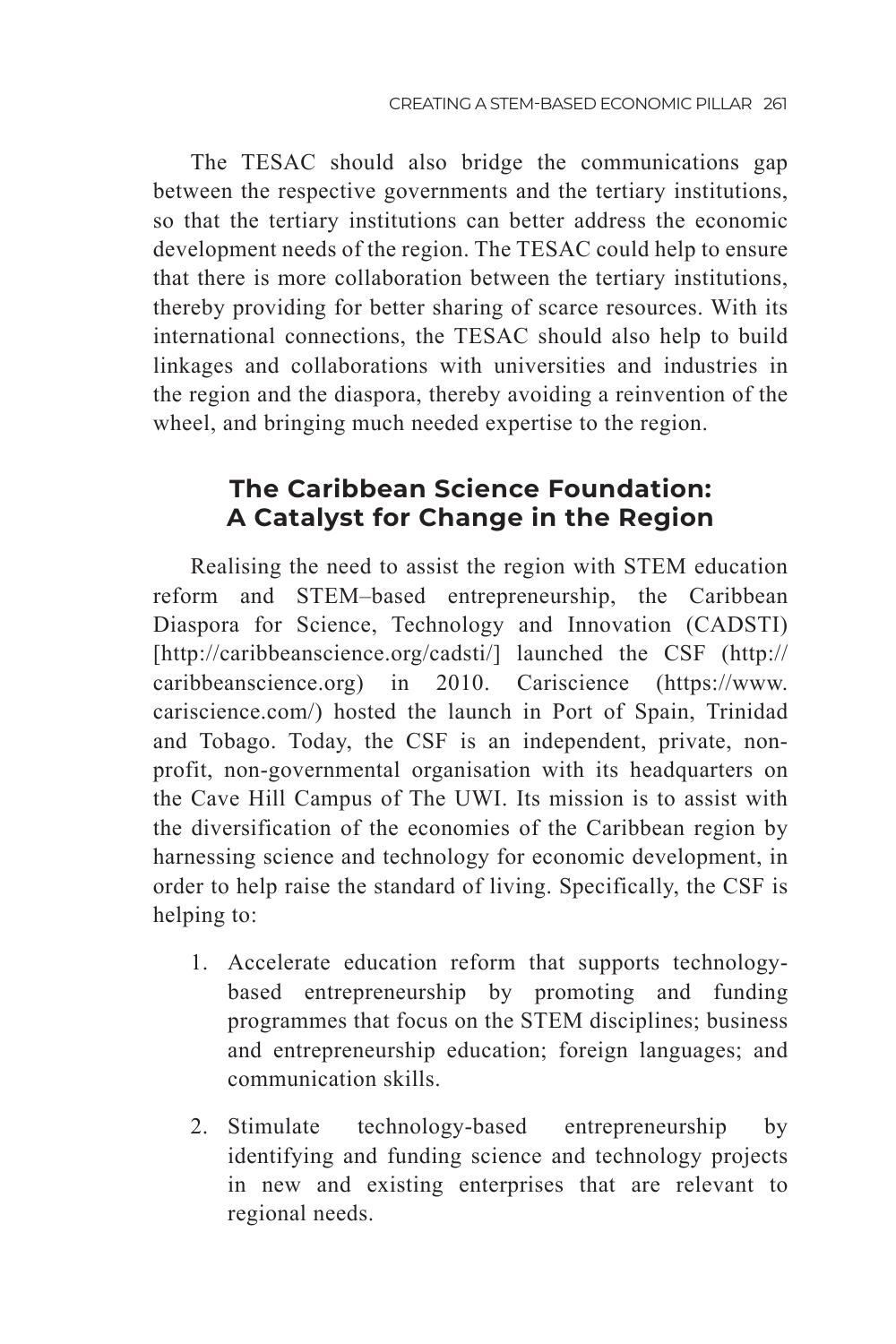The TESAC should also bridge the communications gap between the respective governments and the tertiary institutions, so that the tertiary institutions can better address the economic development needs of the region. The TESAC could help to ensure that there is more collaboration between the tertiary institutions, thereby providing for better sharing of scarce resources. With its international connections, the TESAC should also help to build linkages and collaborations with universities and industries in the region and the diaspora, thereby avoiding a reinvention of the wheel, and bringing much needed expertise to the region.

## The Caribbean Science Foundation: A Catalyst for Change in the Region

Realising the need to assist the region with STEM education reform and STEM–based entrepreneurship, the Caribbean Diaspora for Science, Technology and Innovation (CADSTI) [http://caribbeanscience.org/cadsti/] launched the CSF (http://caribbeanscience.org) in 2010. Cariscience (https://www.cariscience.com/) hosted the launch in Port of Spain, Trinidad and Tobago. Today, the CSF is an independent, private, non-profit, non-governmental organisation with its headquarters on the Cave Hill Campus of The UWI. Its mission is to assist with the diversification of the economies of the Caribbean region by harnessing science and technology for economic development, in order to help raise the standard of living. Specifically, the CSF is helping to:

1. Accelerate education reform that supports technology-based entrepreneurship by promoting and funding programmes that focus on the STEM disciplines; business and entrepreneurship education; foreign languages; and communication skills.

2. Stimulate technology-based entrepreneurship by identifying and funding science and technology projects in new and existing enterprises that are relevant to regional needs.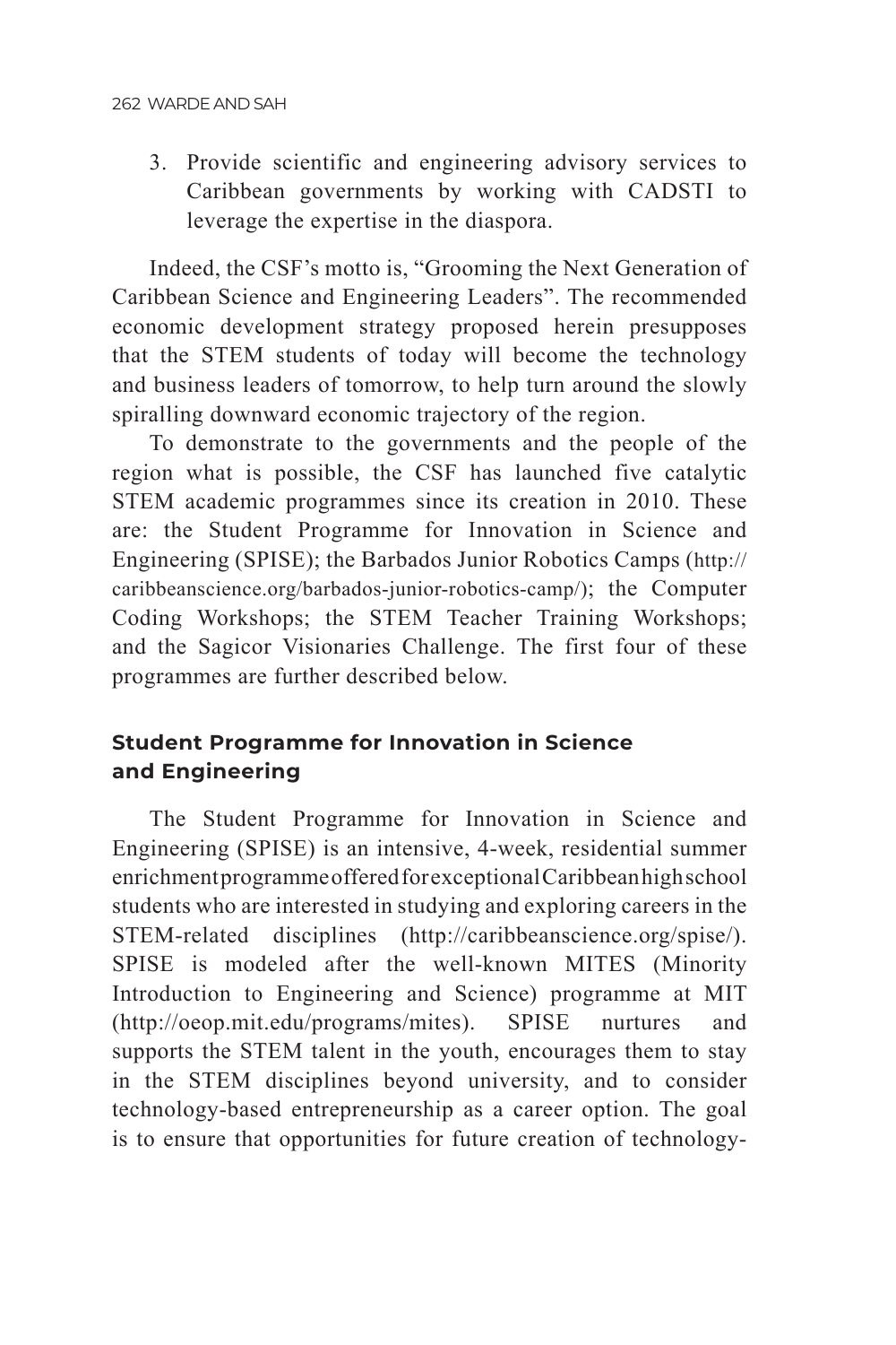3. Provide scientific and engineering advisory services to Caribbean governments by working with CADSTI to leverage the expertise in the diaspora.

Indeed, the CSF's motto is, "Grooming the Next Generation of Caribbean Science and Engineering Leaders". The recommended economic development strategy proposed herein presupposes that the STEM students of today will become the technology and business leaders of tomorrow, to help turn around the slowly spiralling downward economic trajectory of the region.

To demonstrate to the governments and the people of the region what is possible, the CSF has launched five catalytic STEM academic programmes since its creation in 2010. These are: the Student Programme for Innovation in Science and Engineering (SPISE); the Barbados Junior Robotics Camps (http://caribbeanscience.org/barbados-junior-robotics-camp/); the Computer Coding Workshops; the STEM Teacher Training Workshops; and the Sagicor Visionaries Challenge. The first four of these programmes are further described below.

## Student Programme for Innovation in Science and Engineering

The Student Programme for Innovation in Science and Engineering (SPISE) is an intensive, 4-week, residential summer enrichment programme offered for exceptional Caribbean high school students who are interested in studying and exploring careers in the STEM-related disciplines (http://caribbeanscience.org/spise/). SPISE is modeled after the well-known MITES (Minority Introduction to Engineering and Science) programme at MIT (http://oeop.mit.edu/programs/mites). SPISE nurtures and supports the STEM talent in the youth, encourages them to stay in the STEM disciplines beyond university, and to consider technology-based entrepreneurship as a career option. The goal is to ensure that opportunities for future creation of technology-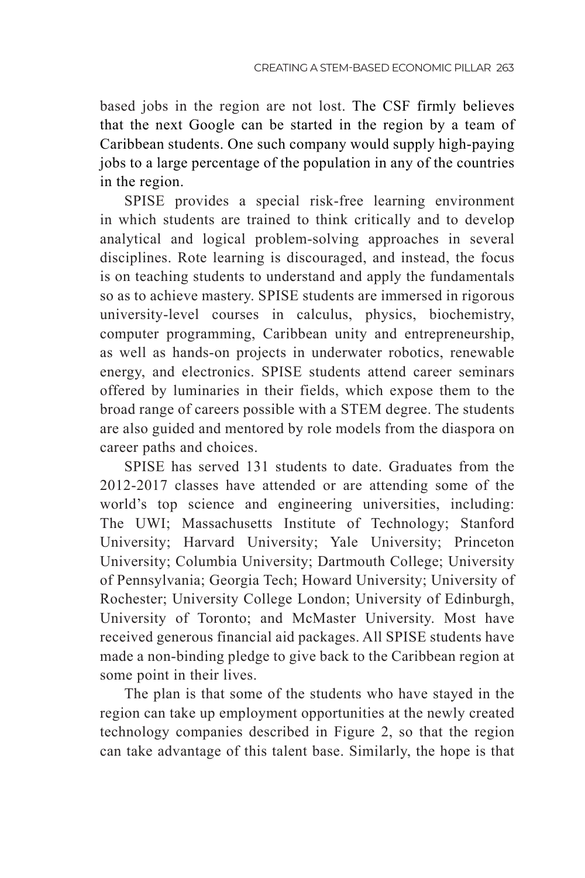based jobs in the region are not lost. The CSF firmly believes that the next Google can be started in the region by a team of Caribbean students. One such company would supply high-paying jobs to a large percentage of the population in any of the countries in the region.

SPISE provides a special risk-free learning environment in which students are trained to think critically and to develop analytical and logical problem-solving approaches in several disciplines. Rote learning is discouraged, and instead, the focus is on teaching students to understand and apply the fundamentals so as to achieve mastery. SPISE students are immersed in rigorous university-level courses in calculus, physics, biochemistry, computer programming, Caribbean unity and entrepreneurship, as well as hands-on projects in underwater robotics, renewable energy, and electronics. SPISE students attend career seminars offered by luminaries in their fields, which expose them to the broad range of careers possible with a STEM degree. The students are also guided and mentored by role models from the diaspora on career paths and choices.

SPISE has served 131 students to date. Graduates from the 2012-2017 classes have attended or are attending some of the world's top science and engineering universities, including: The UWI; Massachusetts Institute of Technology; Stanford University; Harvard University; Yale University; Princeton University; Columbia University; Dartmouth College; University of Pennsylvania; Georgia Tech; Howard University; University of Rochester; University College London; University of Edinburgh, University of Toronto; and McMaster University. Most have received generous financial aid packages. All SPISE students have made a non-binding pledge to give back to the Caribbean region at some point in their lives.

The plan is that some of the students who have stayed in the region can take up employment opportunities at the newly created technology companies described in Figure 2, so that the region can take advantage of this talent base. Similarly, the hope is that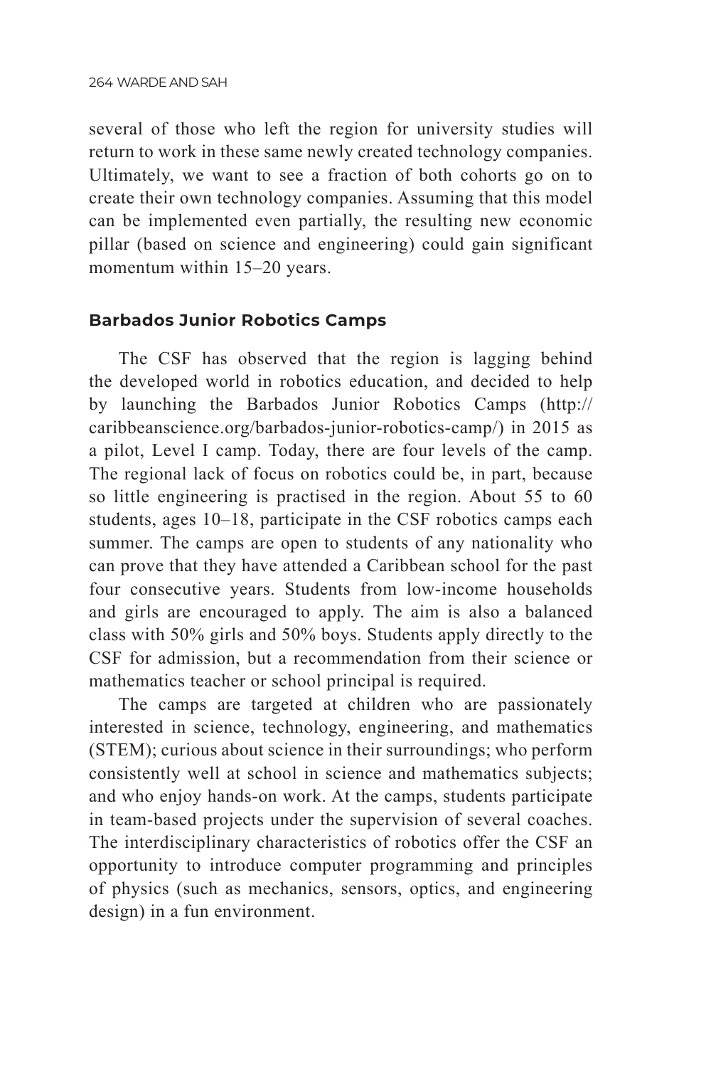several of those who left the region for university studies will return to work in these same newly created technology companies. Ultimately, we want to see a fraction of both cohorts go on to create their own technology companies. Assuming that this model can be implemented even partially, the resulting new economic pillar (based on science and engineering) could gain significant momentum within 15–20 years.

### Barbados Junior Robotics Camps

The CSF has observed that the region is lagging behind the developed world in robotics education, and decided to help by launching the Barbados Junior Robotics Camps (http://caribbeanscience.org/barbados-junior-robotics-camp/) in 2015 as a pilot, Level I camp. Today, there are four levels of the camp. The regional lack of focus on robotics could be, in part, because so little engineering is practised in the region. About 55 to 60 students, ages 10–18, participate in the CSF robotics camps each summer. The camps are open to students of any nationality who can prove that they have attended a Caribbean school for the past four consecutive years. Students from low-income households and girls are encouraged to apply. The aim is also a balanced class with 50% girls and 50% boys. Students apply directly to the CSF for admission, but a recommendation from their science or mathematics teacher or school principal is required.

The camps are targeted at children who are passionately interested in science, technology, engineering, and mathematics (STEM); curious about science in their surroundings; who perform consistently well at school in science and mathematics subjects; and who enjoy hands-on work. At the camps, students participate in team-based projects under the supervision of several coaches. The interdisciplinary characteristics of robotics offer the CSF an opportunity to introduce computer programming and principles of physics (such as mechanics, sensors, optics, and engineering design) in a fun environment.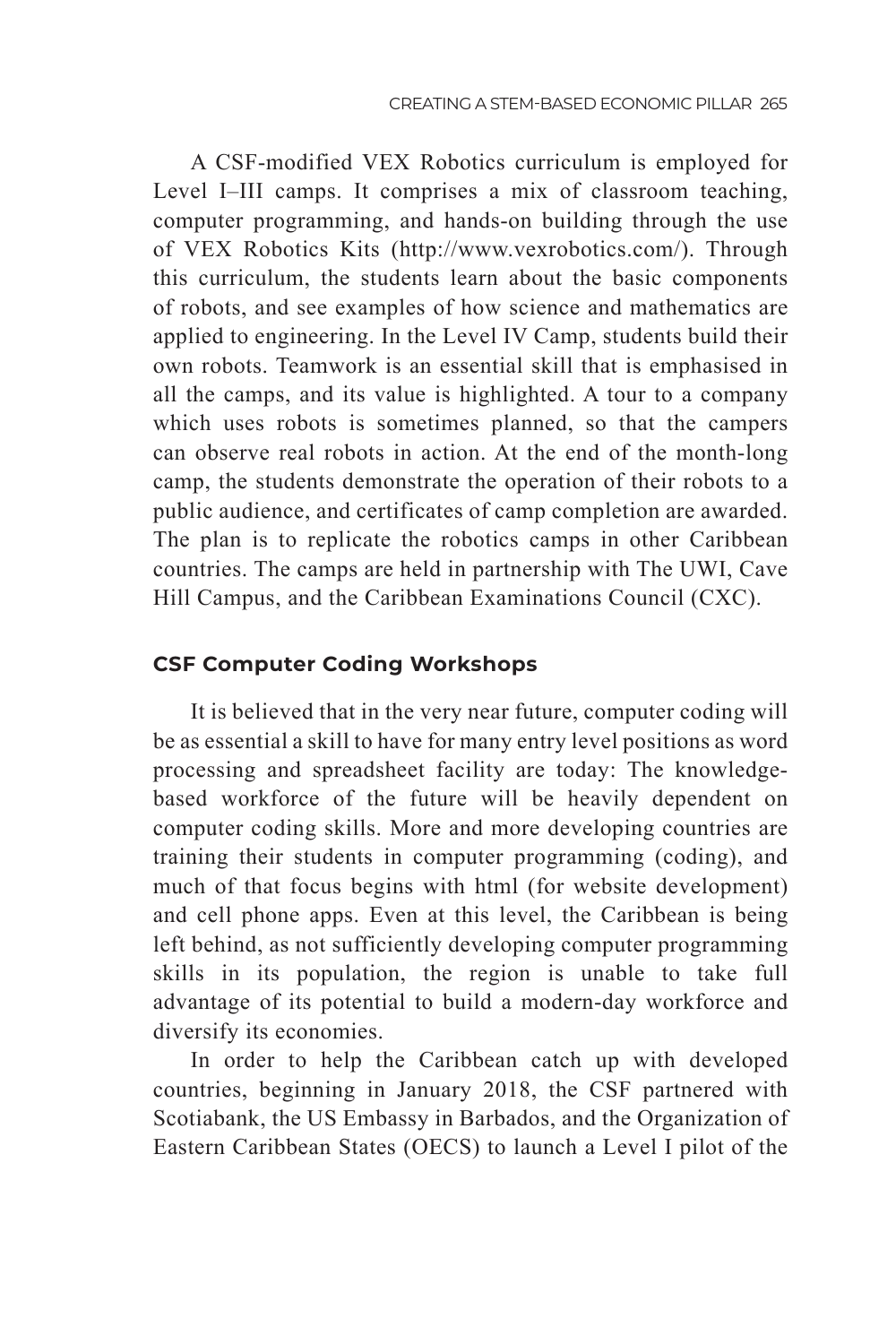A CSF-modified VEX Robotics curriculum is employed for Level I–III camps. It comprises a mix of classroom teaching, computer programming, and hands-on building through the use of VEX Robotics Kits (http://www.vexrobotics.com/). Through this curriculum, the students learn about the basic components of robots, and see examples of how science and mathematics are applied to engineering. In the Level IV Camp, students build their own robots. Teamwork is an essential skill that is emphasised in all the camps, and its value is highlighted. A tour to a company which uses robots is sometimes planned, so that the campers can observe real robots in action. At the end of the month-long camp, the students demonstrate the operation of their robots to a public audience, and certificates of camp completion are awarded. The plan is to replicate the robotics camps in other Caribbean countries. The camps are held in partnership with The UWI, Cave Hill Campus, and the Caribbean Examinations Council (CXC).

### CSF Computer Coding Workshops

It is believed that in the very near future, computer coding will be as essential a skill to have for many entry level positions as word processing and spreadsheet facility are today: The knowledge-based workforce of the future will be heavily dependent on computer coding skills. More and more developing countries are training their students in computer programming (coding), and much of that focus begins with html (for website development) and cell phone apps. Even at this level, the Caribbean is being left behind, as not sufficiently developing computer programming skills in its population, the region is unable to take full advantage of its potential to build a modern-day workforce and diversify its economies.

In order to help the Caribbean catch up with developed countries, beginning in January 2018, the CSF partnered with Scotiabank, the US Embassy in Barbados, and the Organization of Eastern Caribbean States (OECS) to launch a Level I pilot of the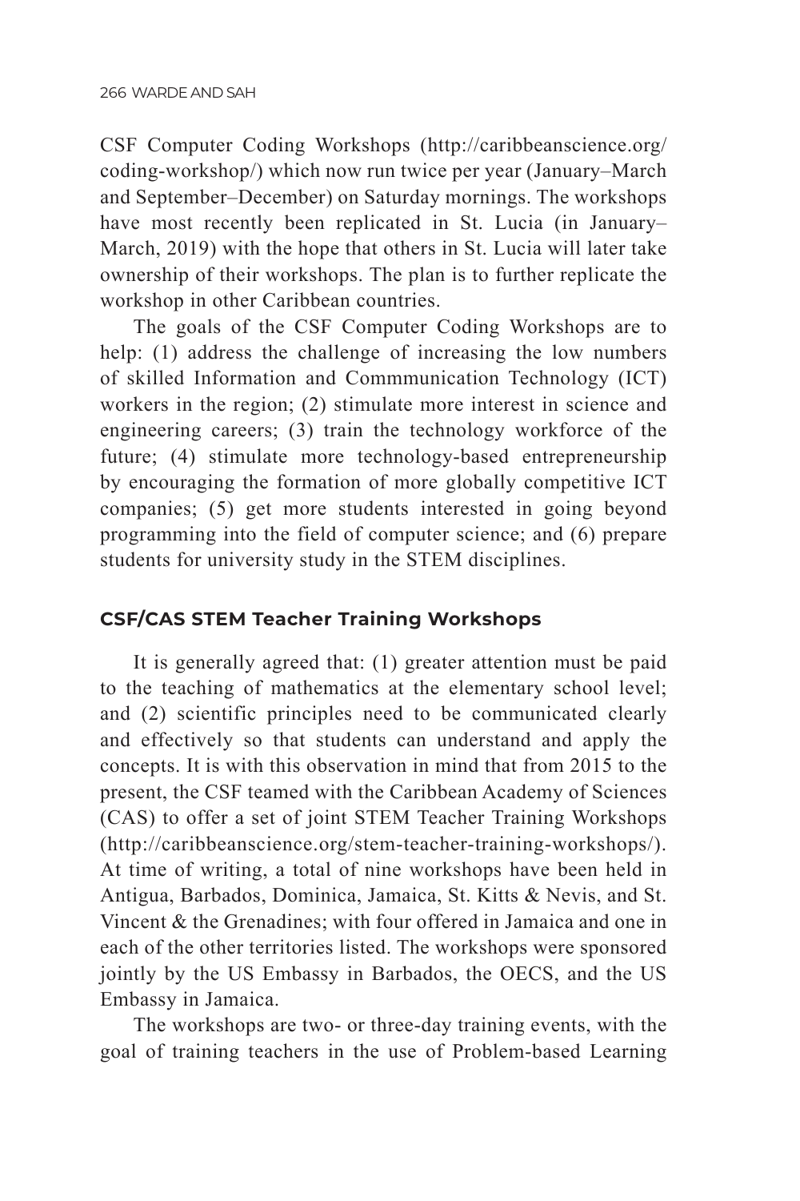CSF Computer Coding Workshops (http://caribbeanscience.org/coding-workshop/) which now run twice per year (January–March and September–December) on Saturday mornings. The workshops have most recently been replicated in St. Lucia (in January–March, 2019) with the hope that others in St. Lucia will later take ownership of their workshops. The plan is to further replicate the workshop in other Caribbean countries.

The goals of the CSF Computer Coding Workshops are to help: (1) address the challenge of increasing the low numbers of skilled Information and Commmunication Technology (ICT) workers in the region; (2) stimulate more interest in science and engineering careers; (3) train the technology workforce of the future; (4) stimulate more technology-based entrepreneurship by encouraging the formation of more globally competitive ICT companies; (5) get more students interested in going beyond programming into the field of computer science; and (6) prepare students for university study in the STEM disciplines.

### CSF/CAS STEM Teacher Training Workshops

It is generally agreed that: (1) greater attention must be paid to the teaching of mathematics at the elementary school level; and (2) scientific principles need to be communicated clearly and effectively so that students can understand and apply the concepts. It is with this observation in mind that from 2015 to the present, the CSF teamed with the Caribbean Academy of Sciences (CAS) to offer a set of joint STEM Teacher Training Workshops (http://caribbeanscience.org/stem-teacher-training-workshops/). At time of writing, a total of nine workshops have been held in Antigua, Barbados, Dominica, Jamaica, St. Kitts & Nevis, and St. Vincent & the Grenadines; with four offered in Jamaica and one in each of the other territories listed. The workshops were sponsored jointly by the US Embassy in Barbados, the OECS, and the US Embassy in Jamaica.

The workshops are two- or three-day training events, with the goal of training teachers in the use of Problem-based Learning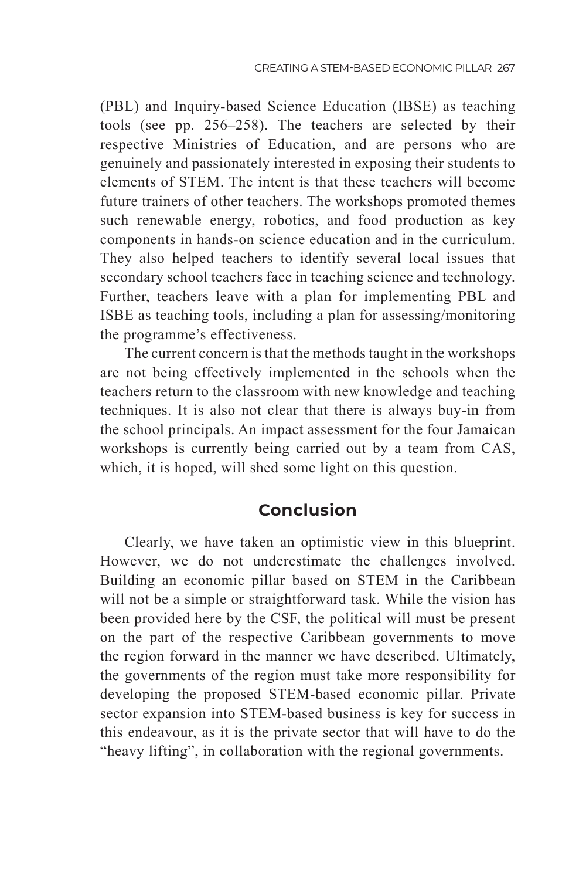(PBL) and Inquiry-based Science Education (IBSE) as teaching tools (see pp. 256–258). The teachers are selected by their respective Ministries of Education, and are persons who are genuinely and passionately interested in exposing their students to elements of STEM. The intent is that these teachers will become future trainers of other teachers. The workshops promoted themes such renewable energy, robotics, and food production as key components in hands-on science education and in the curriculum. They also helped teachers to identify several local issues that secondary school teachers face in teaching science and technology. Further, teachers leave with a plan for implementing PBL and ISBE as teaching tools, including a plan for assessing/monitoring the programme's effectiveness.

The current concern is that the methods taught in the workshops are not being effectively implemented in the schools when the teachers return to the classroom with new knowledge and teaching techniques. It is also not clear that there is always buy-in from the school principals. An impact assessment for the four Jamaican workshops is currently being carried out by a team from CAS, which, it is hoped, will shed some light on this question.

## Conclusion

Clearly, we have taken an optimistic view in this blueprint. However, we do not underestimate the challenges involved. Building an economic pillar based on STEM in the Caribbean will not be a simple or straightforward task. While the vision has been provided here by the CSF, the political will must be present on the part of the respective Caribbean governments to move the region forward in the manner we have described. Ultimately, the governments of the region must take more responsibility for developing the proposed STEM-based economic pillar. Private sector expansion into STEM-based business is key for success in this endeavour, as it is the private sector that will have to do the "heavy lifting", in collaboration with the regional governments.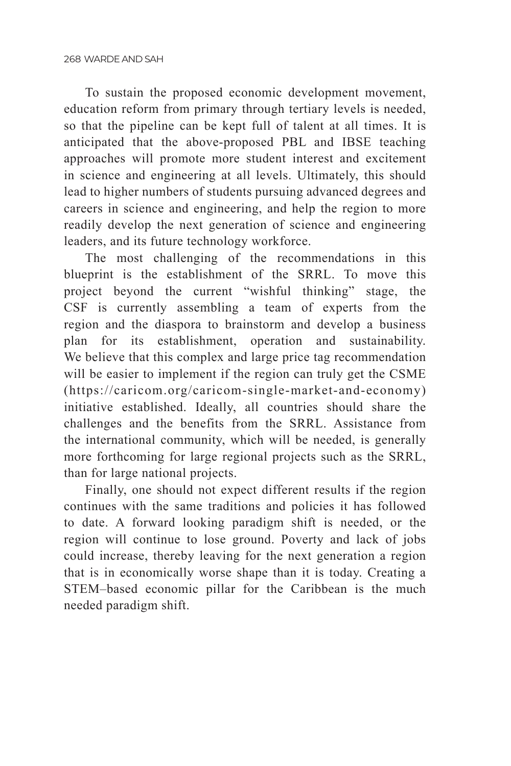To sustain the proposed economic development movement, education reform from primary through tertiary levels is needed, so that the pipeline can be kept full of talent at all times. It is anticipated that the above-proposed PBL and IBSE teaching approaches will promote more student interest and excitement in science and engineering at all levels. Ultimately, this should lead to higher numbers of students pursuing advanced degrees and careers in science and engineering, and help the region to more readily develop the next generation of science and engineering leaders, and its future technology workforce.

The most challenging of the recommendations in this blueprint is the establishment of the SRRL. To move this project beyond the current "wishful thinking" stage, the CSF is currently assembling a team of experts from the region and the diaspora to brainstorm and develop a business plan for its establishment, operation and sustainability. We believe that this complex and large price tag recommendation will be easier to implement if the region can truly get the CSME (https://caricom.org/caricom-single-market-and-economy) initiative established. Ideally, all countries should share the challenges and the benefits from the SRRL. Assistance from the international community, which will be needed, is generally more forthcoming for large regional projects such as the SRRL, than for large national projects.

Finally, one should not expect different results if the region continues with the same traditions and policies it has followed to date. A forward looking paradigm shift is needed, or the region will continue to lose ground. Poverty and lack of jobs could increase, thereby leaving for the next generation a region that is in economically worse shape than it is today. Creating a STEM–based economic pillar for the Caribbean is the much needed paradigm shift.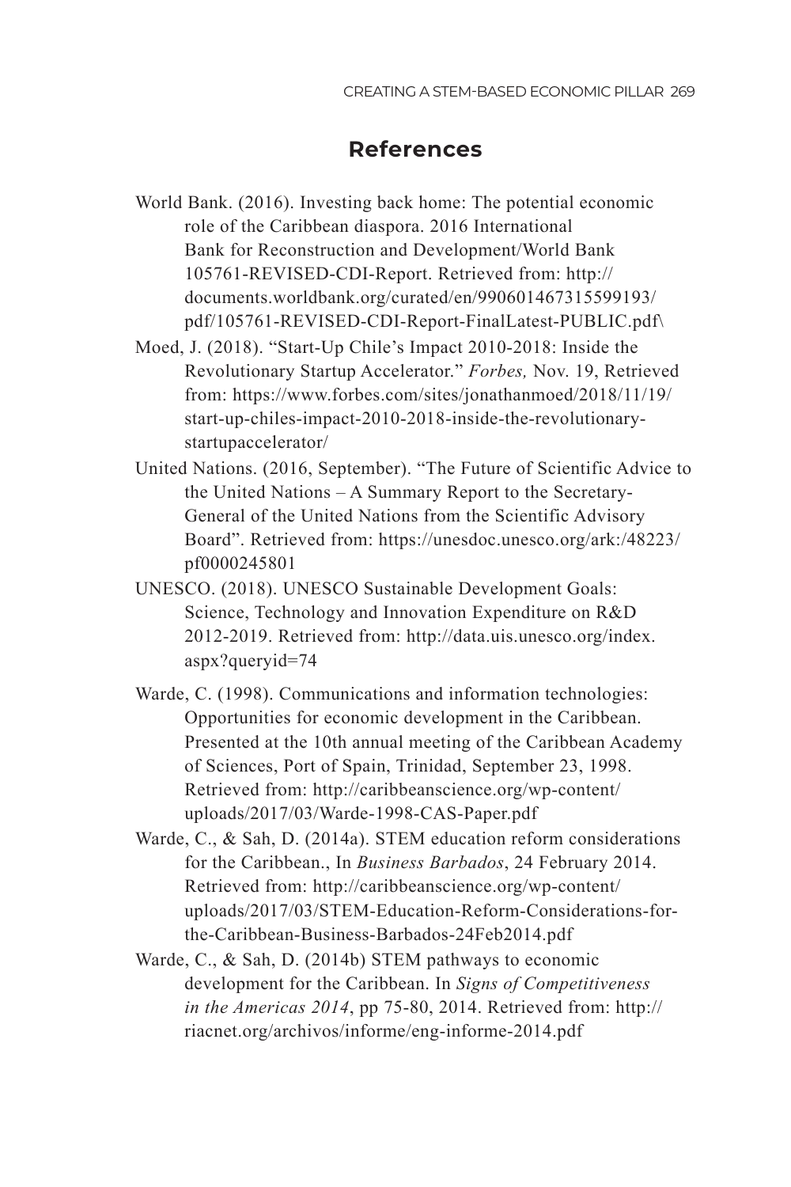## References

World Bank. (2016). Investing back home: The potential economic role of the Caribbean diaspora. 2016 International Bank for Reconstruction and Development/World Bank 105761-REVISED-CDI-Report. Retrieved from: http://documents.worldbank.org/curated/en/990601467315599193/pdf/105761-REVISED-CDI-Report-FinalLatest-PUBLIC.pdf\

Moed, J. (2018). “Start-Up Chile’s Impact 2010-2018: Inside the Revolutionary Startup Accelerator.” *Forbes,* Nov. 19, Retrieved from: https://www.forbes.com/sites/jonathanmoed/2018/11/19/start-up-chiles-impact-2010-2018-inside-the-revolutionary-startupaccelerator/

United Nations. (2016, September). “The Future of Scientific Advice to the United Nations – A Summary Report to the Secretary-General of the United Nations from the Scientific Advisory Board”. Retrieved from: https://unesdoc.unesco.org/ark:/48223/pf0000245801

UNESCO. (2018). UNESCO Sustainable Development Goals: Science, Technology and Innovation Expenditure on R&D 2012-2019. Retrieved from: http://data.uis.unesco.org/index.aspx?queryid=74

Warde, C. (1998). Communications and information technologies: Opportunities for economic development in the Caribbean. Presented at the 10th annual meeting of the Caribbean Academy of Sciences, Port of Spain, Trinidad, September 23, 1998. Retrieved from: http://caribbeanscience.org/wp-content/uploads/2017/03/Warde-1998-CAS-Paper.pdf

Warde, C., & Sah, D. (2014a). STEM education reform considerations for the Caribbean., In *Business Barbados*, 24 February 2014. Retrieved from: http://caribbeanscience.org/wp-content/uploads/2017/03/STEM-Education-Reform-Considerations-for-the-Caribbean-Business-Barbados-24Feb2014.pdf

Warde, C., & Sah, D. (2014b) STEM pathways to economic development for the Caribbean. In *Signs of Competitiveness in the Americas 2014*, pp 75-80, 2014. Retrieved from: http://riacnet.org/archivos/informe/eng-informe-2014.pdf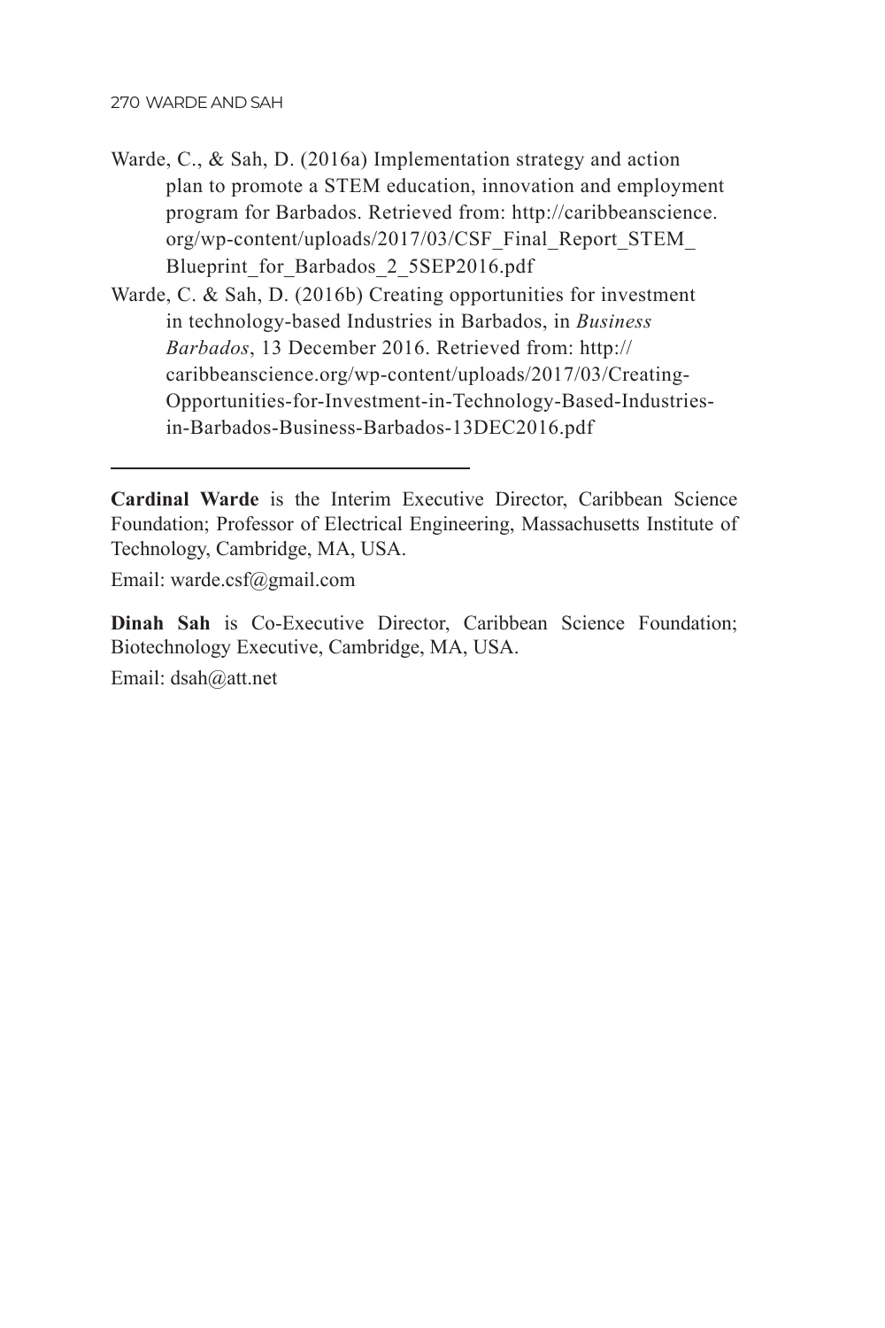Warde, C., & Sah, D. (2016a) Implementation strategy and action plan to promote a STEM education, innovation and employment program for Barbados. Retrieved from: http://caribbeanscience.org/wp-content/uploads/2017/03/CSF_Final_Report_STEM_Blueprint_for_Barbados_2_5SEP2016.pdf

Warde, C. & Sah, D. (2016b) Creating opportunities for investment in technology-based Industries in Barbados, in *Business Barbados*, 13 December 2016. Retrieved from: http://caribbeanscience.org/wp-content/uploads/2017/03/Creating-Opportunities-for-Investment-in-Technology-Based-Industries-in-Barbados-Business-Barbados-13DEC2016.pdf

---

**Cardinal Warde** is the Interim Executive Director, Caribbean Science Foundation; Professor of Electrical Engineering, Massachusetts Institute of Technology, Cambridge, MA, USA.

Email: warde.csf@gmail.com

**Dinah Sah** is Co-Executive Director, Caribbean Science Foundation; Biotechnology Executive, Cambridge, MA, USA.

Email: dsah@att.net